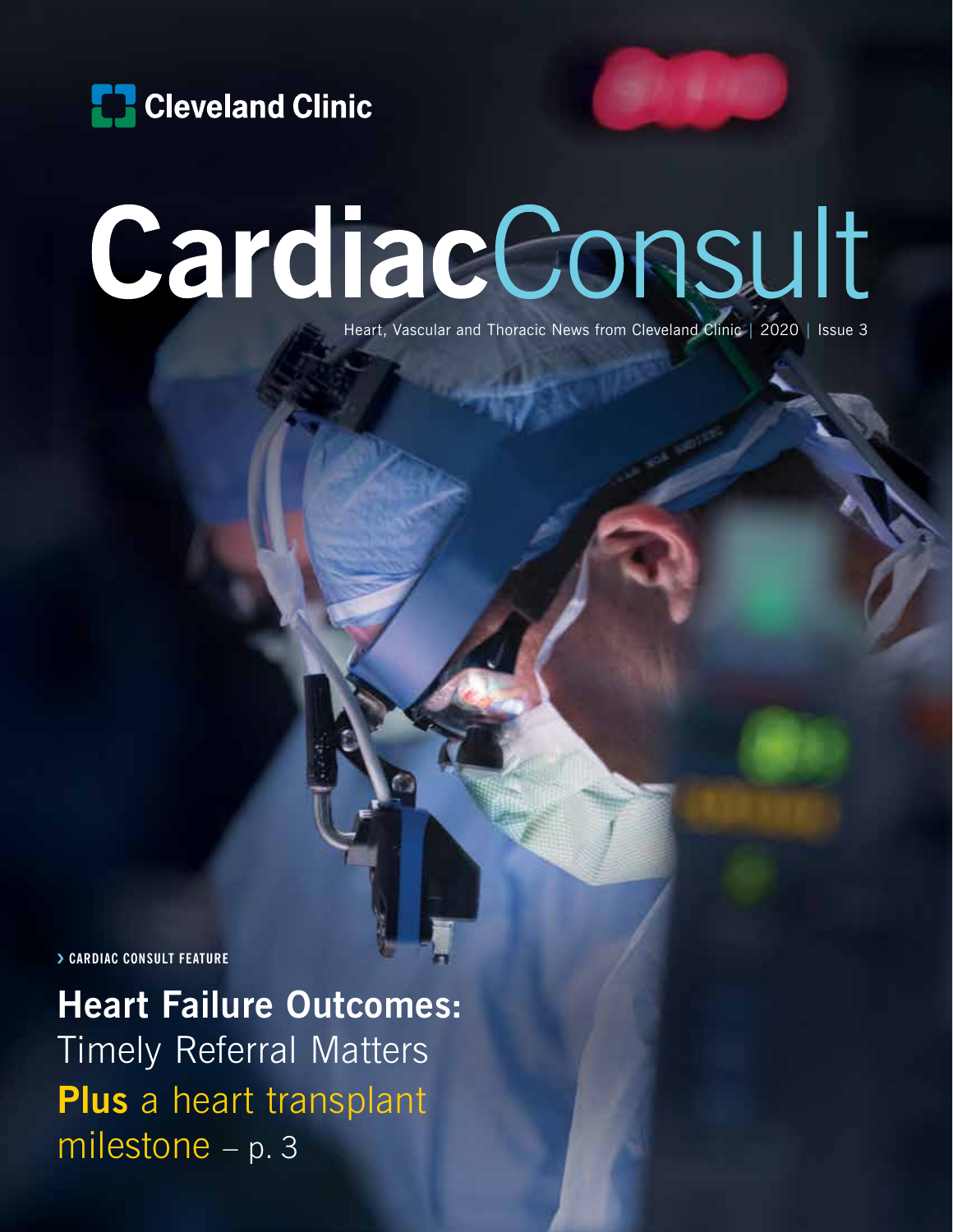Cleveland Clinic

# CardiacConsult

Heart, Vascular and Thoracic News from Cleveland Clinic | 2020 | Issue 3

› CARDIAC CONSULT FEATURE

## **Heart Failure Outcomes:** Timely Referral Matters

**Plus** a heart transplant milestone – p. 3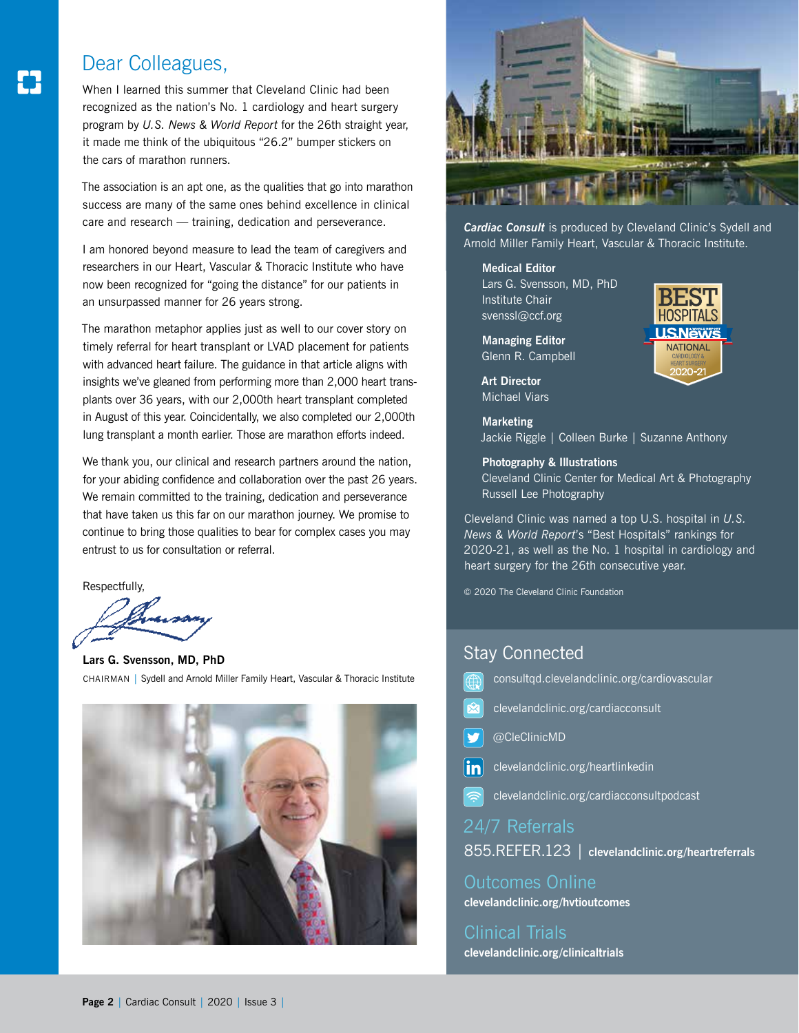# Dear Colleagues,

When I learned this summer that Cleveland Clinic had been recognized as the nation's No. 1 cardiology and heart surgery program by *U.S. News & World Report* for the 26th straight year, it made me think of the ubiquitous "26.2" bumper stickers on the cars of marathon runners.

The association is an apt one, as the qualities that go into marathon success are many of the same ones behind excellence in clinical care and research — training, dedication and perseverance.

I am honored beyond measure to lead the team of caregivers and researchers in our Heart, Vascular & Thoracic Institute who have now been recognized for "going the distance" for our patients in an unsurpassed manner for 26 years strong.

The marathon metaphor applies just as well to our cover story on timely referral for heart transplant or LVAD placement for patients with advanced heart failure. The guidance in that article aligns with insights we've gleaned from performing more than 2,000 heart transplants over 36 years, with our 2,000th heart transplant completed in August of this year. Coincidentally, we also completed our 2,000th lung transplant a month earlier. Those are marathon efforts indeed.

We thank you, our clinical and research partners around the nation, for your abiding confidence and collaboration over the past 26 years. We remain committed to the training, dedication and perseverance that have taken us this far on our marathon journey. We promise to continue to bring those qualities to bear for complex cases you may entrust to us for consultation or referral.

Respectfully,

**Lars G. Svensson, MD, PhD**
CHAIRMAN | Sydell and Arnold Miller Family Heart, Vascular & Thoracic Institute

***Cardiac Consult*** is produced by Cleveland Clinic's Sydell and Arnold Miller Family Heart, Vascular & Thoracic Institute.

**Medical Editor**
Lars G. Svensson, MD, PhD
Institute Chair
svenssl@ccf.org

**Managing Editor**
Glenn R. Campbell

**Art Director**
Michael Viars

**Marketing**
Jackie Riggle | Colleen Burke | Suzanne Anthony

**Photography & Illustrations**
Cleveland Clinic Center for Medical Art & Photography
Russell Lee Photography

Cleveland Clinic was named a top U.S. hospital in *U.S. News & World Report*'s "Best Hospitals" rankings for 2020-21, as well as the No. 1 hospital in cardiology and heart surgery for the 26th consecutive year.

© 2020 The Cleveland Clinic Foundation

## Stay Connected

- consultqd.clevelandclinic.org/cardiovascular
- clevelandclinic.org/cardiacconsult
- @CleClinicMD
- clevelandclinic.org/heartlinkedin
- clevelandclinic.org/cardiacconsultpodcast

## 24/7 Referrals

855.REFER.123 | **clevelandclinic.org/heartreferrals**

## Outcomes Online

**clevelandclinic.org/hvtioutcomes**

## Clinical Trials

**clevelandclinic.org/clinicaltrials**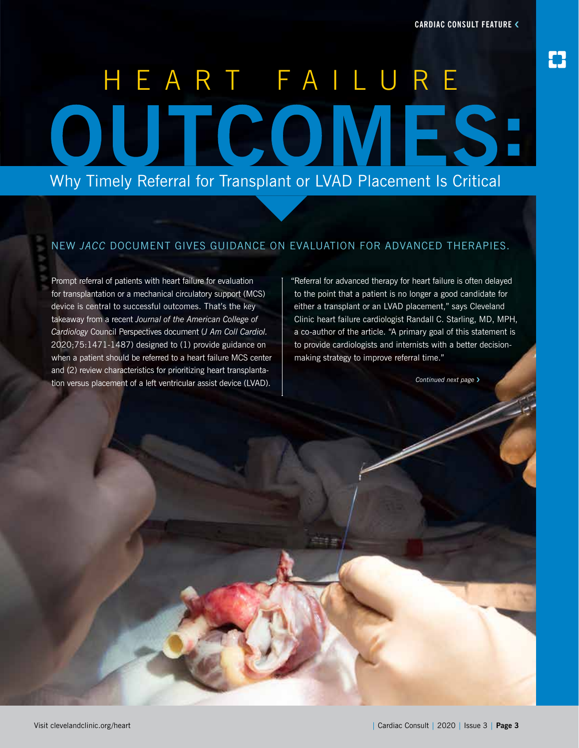# HEART FAILURE OUTCOMES:

## Why Timely Referral for Transplant or LVAD Placement Is Critical

### NEW *JACC* DOCUMENT GIVES GUIDANCE ON EVALUATION FOR ADVANCED THERAPIES.

Prompt referral of patients with heart failure for evaluation for transplantation or a mechanical circulatory support (MCS) device is central to successful outcomes. That's the key takeaway from a recent *Journal of the American College of Cardiology* Council Perspectives document (*J Am Coll Cardiol.* 2020;75:1471-1487) designed to (1) provide guidance on when a patient should be referred to a heart failure MCS center and (2) review characteristics for prioritizing heart transplantation versus placement of a left ventricular assist device (LVAD).

"Referral for advanced therapy for heart failure is often delayed to the point that a patient is no longer a good candidate for either a transplant or an LVAD placement," says Cleveland Clinic heart failure cardiologist Randall C. Starling, MD, MPH, a co-author of the article. "A primary goal of this statement is to provide cardiologists and internists with a better decision-making strategy to improve referral time."

*Continued next page ›*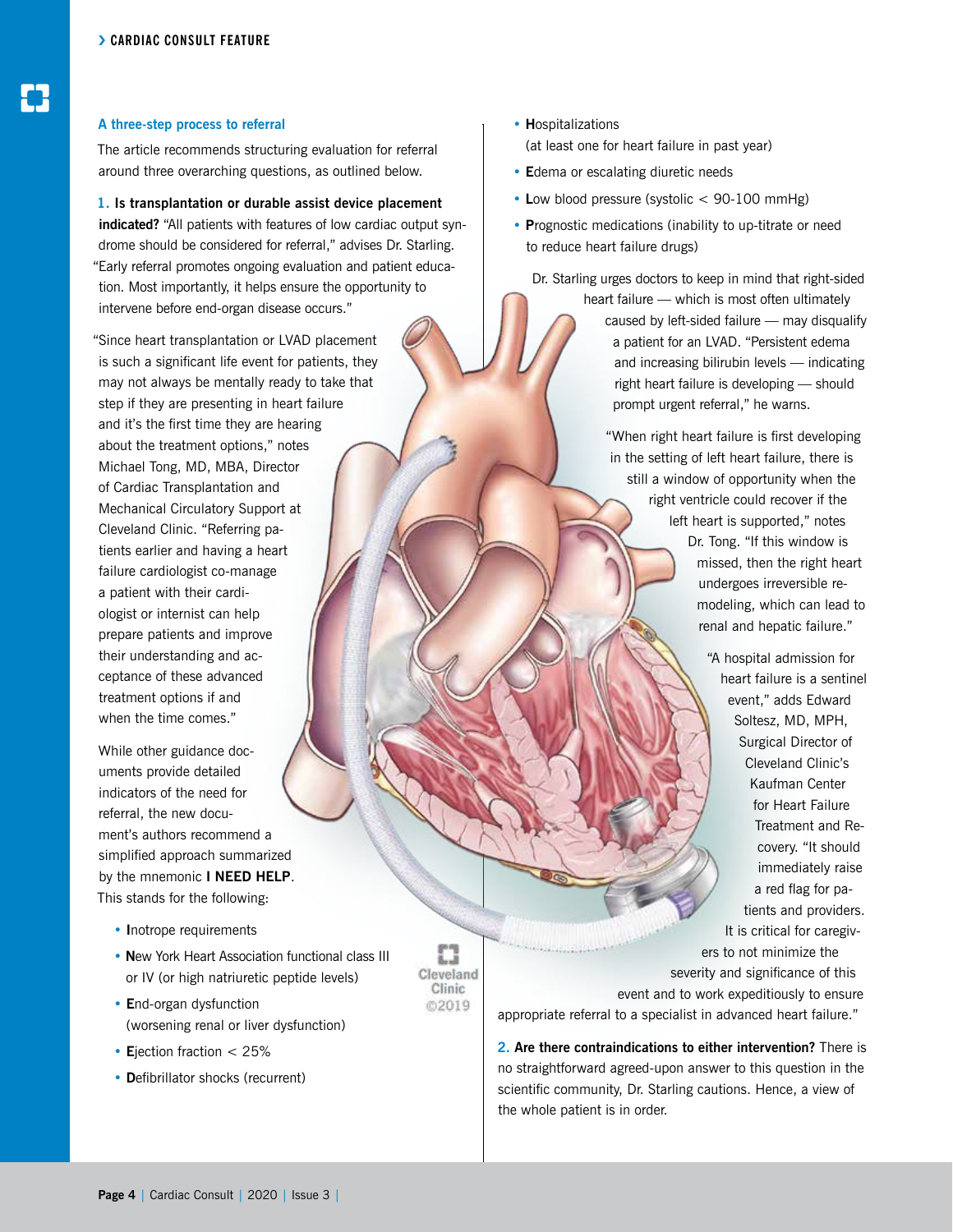### A three-step process to referral

The article recommends structuring evaluation for referral around three overarching questions, as outlined below.

**1. Is transplantation or durable assist device placement indicated?** "All patients with features of low cardiac output syndrome should be considered for referral," advises Dr. Starling. "Early referral promotes ongoing evaluation and patient education. Most importantly, it helps ensure the opportunity to intervene before end-organ disease occurs."

"Since heart transplantation or LVAD placement is such a significant life event for patients, they may not always be mentally ready to take that step if they are presenting in heart failure and it's the first time they are hearing about the treatment options," notes Michael Tong, MD, MBA, Director of Cardiac Transplantation and Mechanical Circulatory Support at Cleveland Clinic. "Referring patients earlier and having a heart failure cardiologist co-manage a patient with their cardiologist or internist can help prepare patients and improve their understanding and acceptance of these advanced treatment options if and when the time comes."

While other guidance documents provide detailed indicators of the need for referral, the new document's authors recommend a simplified approach summarized by the mnemonic **I NEED HELP**. This stands for the following:

- **I**notrope requirements
- **N**ew York Heart Association functional class III or IV (or high natriuretic peptide levels)
- **E**nd-organ dysfunction (worsening renal or liver dysfunction)
- **E**jection fraction < 25%
- **D**efibrillator shocks (recurrent)
- **H**ospitalizations (at least one for heart failure in past year)
- **E**dema or escalating diuretic needs
- **L**ow blood pressure (systolic < 90-100 mmHg)
- **P**rognostic medications (inability to up-titrate or need to reduce heart failure drugs)

Dr. Starling urges doctors to keep in mind that right-sided heart failure — which is most often ultimately caused by left-sided failure — may disqualify a patient for an LVAD. "Persistent edema and increasing bilirubin levels — indicating right heart failure is developing — should prompt urgent referral," he warns.

"When right heart failure is first developing in the setting of left heart failure, there is still a window of opportunity when the right ventricle could recover if the left heart is supported," notes Dr. Tong. "If this window is missed, then the right heart undergoes irreversible remodeling, which can lead to renal and hepatic failure."

"A hospital admission for heart failure is a sentinel event," adds Edward Soltesz, MD, MPH, Surgical Director of Cleveland Clinic's Kaufman Center for Heart Failure Treatment and Recovery. "It should immediately raise a red flag for patients and providers. It is critical for caregivers to not minimize the severity and significance of this event and to work expeditiously to ensure appropriate referral to a specialist in advanced heart failure."

**2. Are there contraindications to either intervention?** There is no straightforward agreed-upon answer to this question in the scientific community, Dr. Starling cautions. Hence, a view of the whole patient is in order.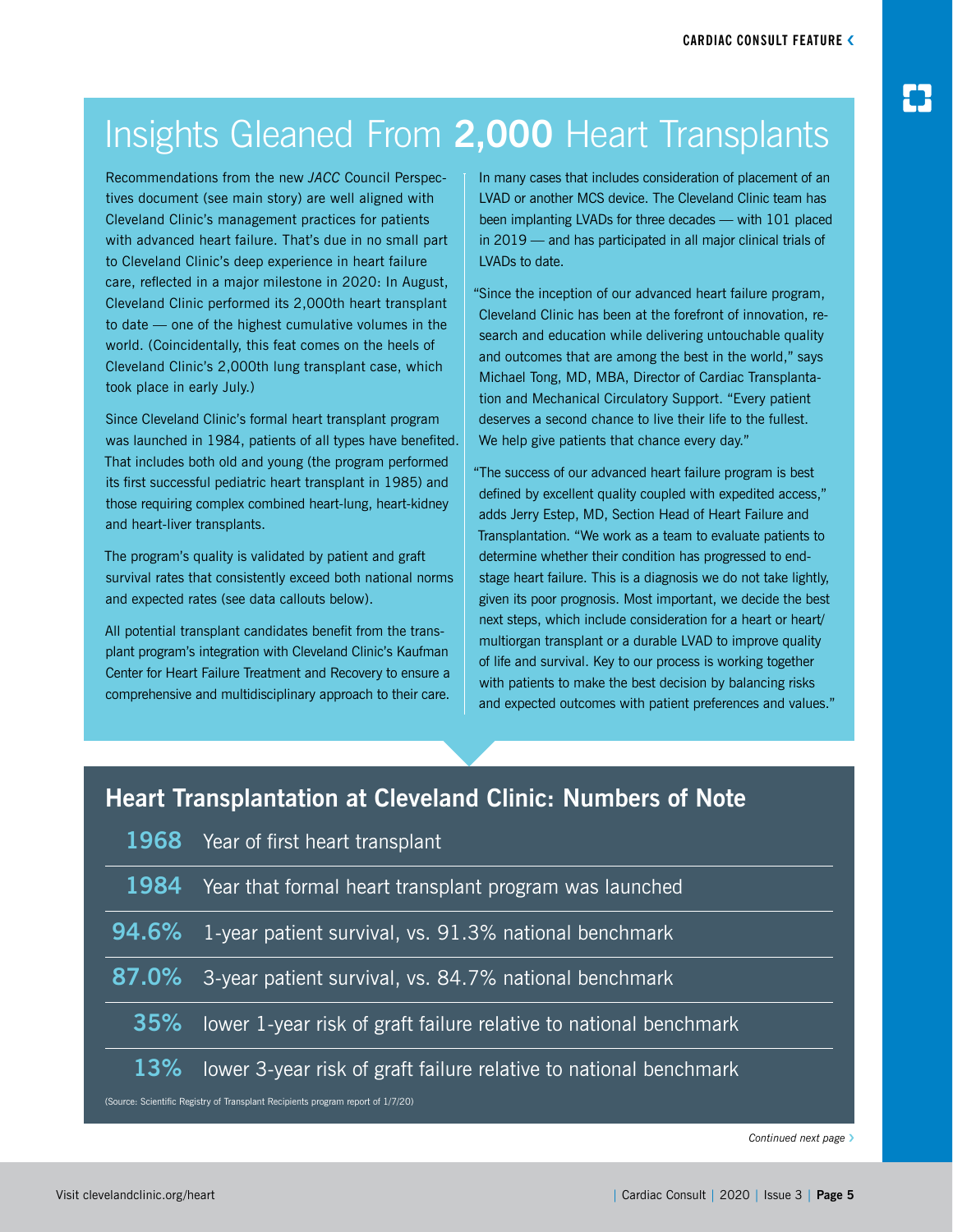# Insights Gleaned From **2,000** Heart Transplants

Recommendations from the new *JACC* Council Perspectives document (see main story) are well aligned with Cleveland Clinic's management practices for patients with advanced heart failure. That's due in no small part to Cleveland Clinic's deep experience in heart failure care, reflected in a major milestone in 2020: In August, Cleveland Clinic performed its 2,000th heart transplant to date — one of the highest cumulative volumes in the world. (Coincidentally, this feat comes on the heels of Cleveland Clinic's 2,000th lung transplant case, which took place in early July.)

Since Cleveland Clinic's formal heart transplant program was launched in 1984, patients of all types have benefited. That includes both old and young (the program performed its first successful pediatric heart transplant in 1985) and those requiring complex combined heart-lung, heart-kidney and heart-liver transplants.

The program's quality is validated by patient and graft survival rates that consistently exceed both national norms and expected rates (see data callouts below).

All potential transplant candidates benefit from the transplant program's integration with Cleveland Clinic's Kaufman Center for Heart Failure Treatment and Recovery to ensure a comprehensive and multidisciplinary approach to their care. In many cases that includes consideration of placement of an LVAD or another MCS device. The Cleveland Clinic team has been implanting LVADs for three decades — with 101 placed in 2019 — and has participated in all major clinical trials of LVADs to date.

"Since the inception of our advanced heart failure program, Cleveland Clinic has been at the forefront of innovation, research and education while delivering untouchable quality and outcomes that are among the best in the world," says Michael Tong, MD, MBA, Director of Cardiac Transplantation and Mechanical Circulatory Support. "Every patient deserves a second chance to live their life to the fullest. We help give patients that chance every day."

"The success of our advanced heart failure program is best defined by excellent quality coupled with expedited access," adds Jerry Estep, MD, Section Head of Heart Failure and Transplantation. "We work as a team to evaluate patients to determine whether their condition has progressed to end-stage heart failure. This is a diagnosis we do not take lightly, given its poor prognosis. Most important, we decide the best next steps, which include consideration for a heart or heart/multiorgan transplant or a durable LVAD to improve quality of life and survival. Key to our process is working together with patients to make the best decision by balancing risks and expected outcomes with patient preferences and values."

## Heart Transplantation at Cleveland Clinic: Numbers of Note

| | |
|---|---|
| **1968** | Year of first heart transplant |
| **1984** | Year that formal heart transplant program was launched |
| **94.6%** | 1-year patient survival, vs. 91.3% national benchmark |
| **87.0%** | 3-year patient survival, vs. 84.7% national benchmark |
| **35%** | lower 1-year risk of graft failure relative to national benchmark |
| **13%** | lower 3-year risk of graft failure relative to national benchmark |

(Source: Scientific Registry of Transplant Recipients program report of 1/7/20)

*Continued next page*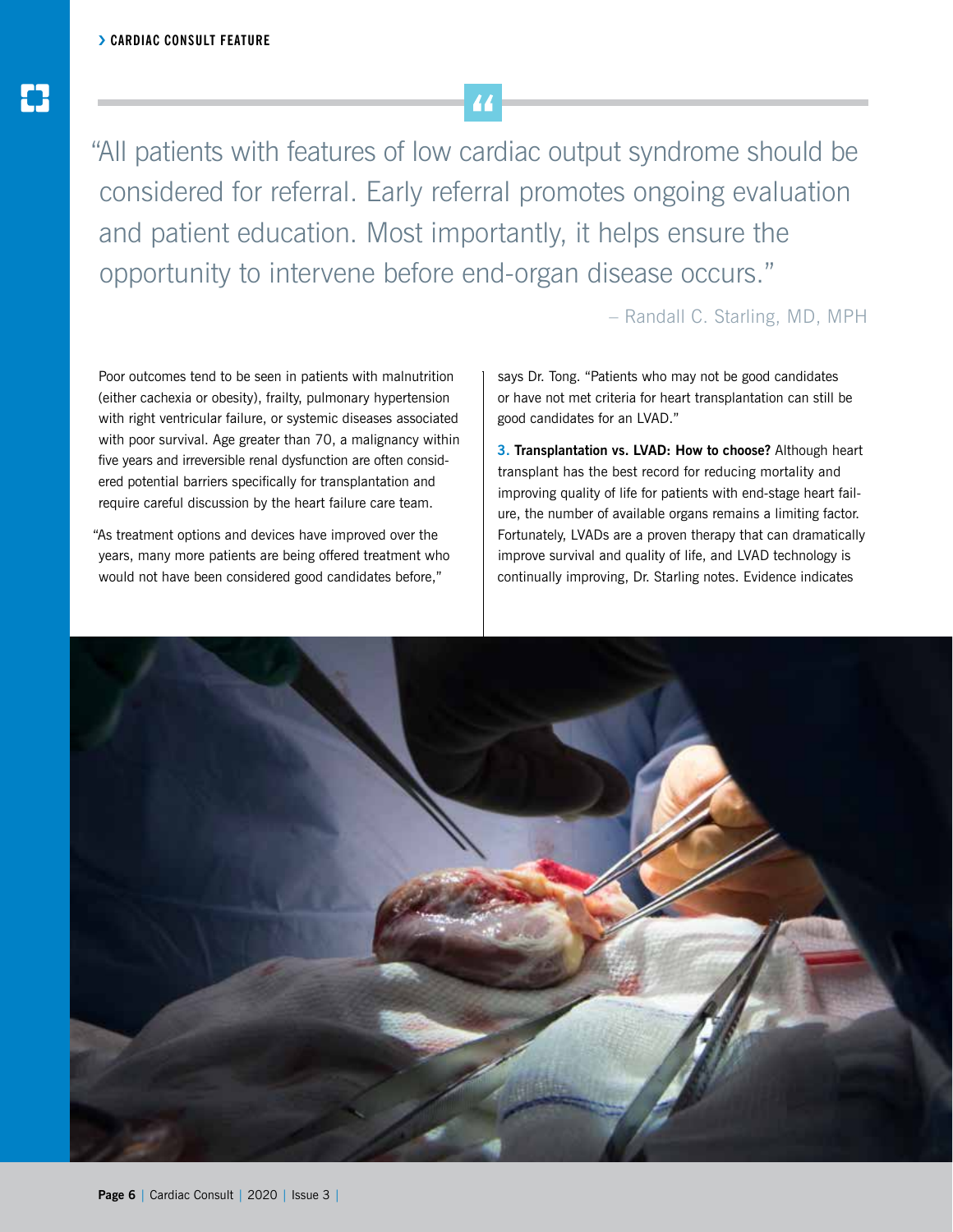> "All patients with features of low cardiac output syndrome should be considered for referral. Early referral promotes ongoing evaluation and patient education. Most importantly, it helps ensure the opportunity to intervene before end-organ disease occurs."
>
> – Randall C. Starling, MD, MPH

Poor outcomes tend to be seen in patients with malnutrition (either cachexia or obesity), frailty, pulmonary hypertension with right ventricular failure, or systemic diseases associated with poor survival. Age greater than 70, a malignancy within five years and irreversible renal dysfunction are often considered potential barriers specifically for transplantation and require careful discussion by the heart failure care team.

"As treatment options and devices have improved over the years, many more patients are being offered treatment who would not have been considered good candidates before," says Dr. Tong. "Patients who may not be good candidates or have not met criteria for heart transplantation can still be good candidates for an LVAD."

**3. Transplantation vs. LVAD: How to choose?** Although heart transplant has the best record for reducing mortality and improving quality of life for patients with end-stage heart failure, the number of available organs remains a limiting factor. Fortunately, LVADs are a proven therapy that can dramatically improve survival and quality of life, and LVAD technology is continually improving, Dr. Starling notes. Evidence indicates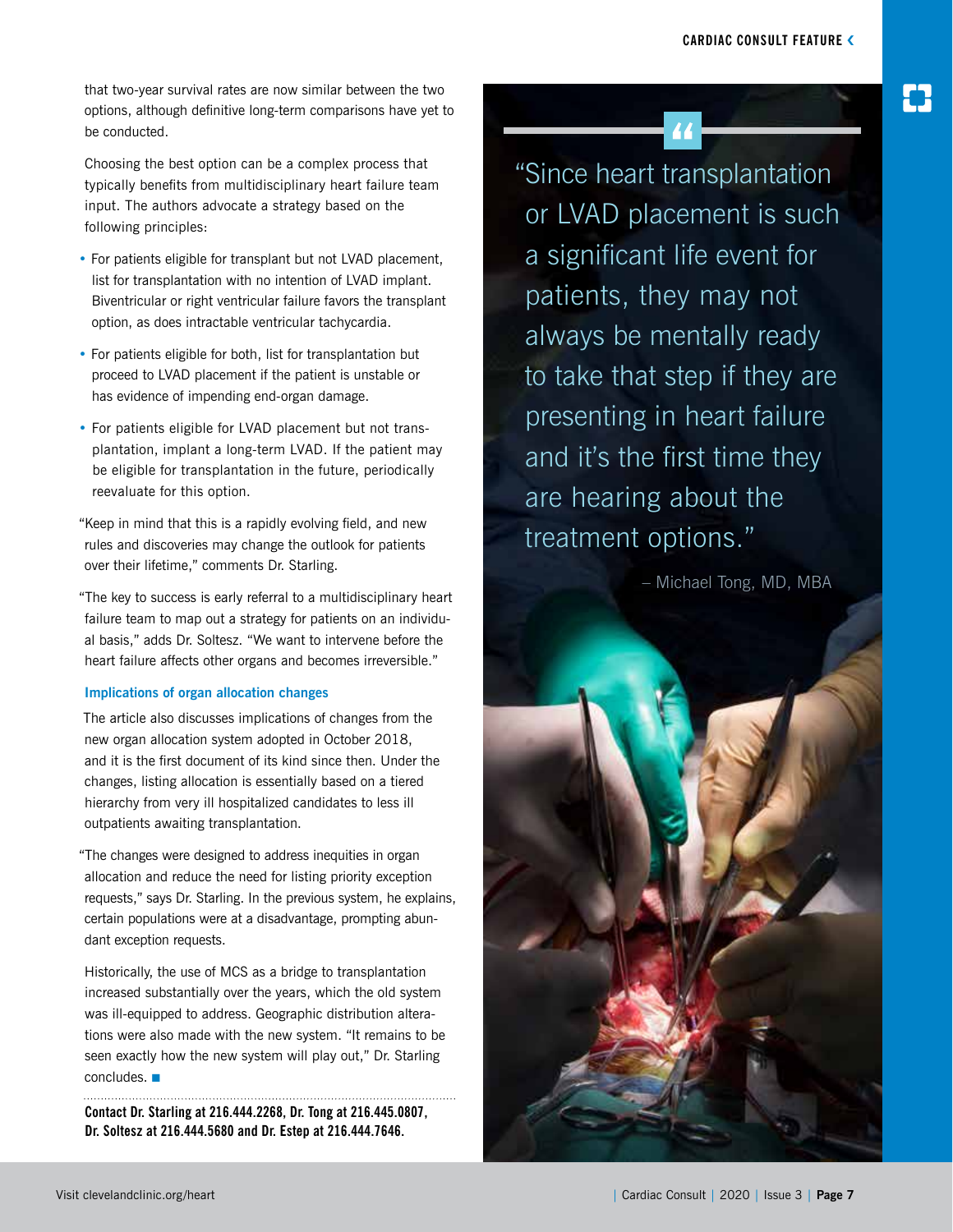that two-year survival rates are now similar between the two options, although definitive long-term comparisons have yet to be conducted.

Choosing the best option can be a complex process that typically benefits from multidisciplinary heart failure team input. The authors advocate a strategy based on the following principles:

- For patients eligible for transplant but not LVAD placement, list for transplantation with no intention of LVAD implant. Biventricular or right ventricular failure favors the transplant option, as does intractable ventricular tachycardia.
- For patients eligible for both, list for transplantation but proceed to LVAD placement if the patient is unstable or has evidence of impending end-organ damage.
- For patients eligible for LVAD placement but not transplantation, implant a long-term LVAD. If the patient may be eligible for transplantation in the future, periodically reevaluate for this option.

"Keep in mind that this is a rapidly evolving field, and new rules and discoveries may change the outlook for patients over their lifetime," comments Dr. Starling.

"The key to success is early referral to a multidisciplinary heart failure team to map out a strategy for patients on an individual basis," adds Dr. Soltesz. "We want to intervene before the heart failure affects other organs and becomes irreversible."

### Implications of organ allocation changes

The article also discusses implications of changes from the new organ allocation system adopted in October 2018, and it is the first document of its kind since then. Under the changes, listing allocation is essentially based on a tiered hierarchy from very ill hospitalized candidates to less ill outpatients awaiting transplantation.

"The changes were designed to address inequities in organ allocation and reduce the need for listing priority exception requests," says Dr. Starling. In the previous system, he explains, certain populations were at a disadvantage, prompting abundant exception requests.

Historically, the use of MCS as a bridge to transplantation increased substantially over the years, which the old system was ill-equipped to address. Geographic distribution alterations were also made with the new system. "It remains to be seen exactly how the new system will play out," Dr. Starling concludes. ■

**Contact Dr. Starling at 216.444.2268, Dr. Tong at 216.445.0807, Dr. Soltesz at 216.444.5680 and Dr. Estep at 216.444.7646.**

> "Since heart transplantation or LVAD placement is such a significant life event for patients, they may not always be mentally ready to take that step if they are presenting in heart failure and it's the first time they are hearing about the treatment options."
>
> – Michael Tong, MD, MBA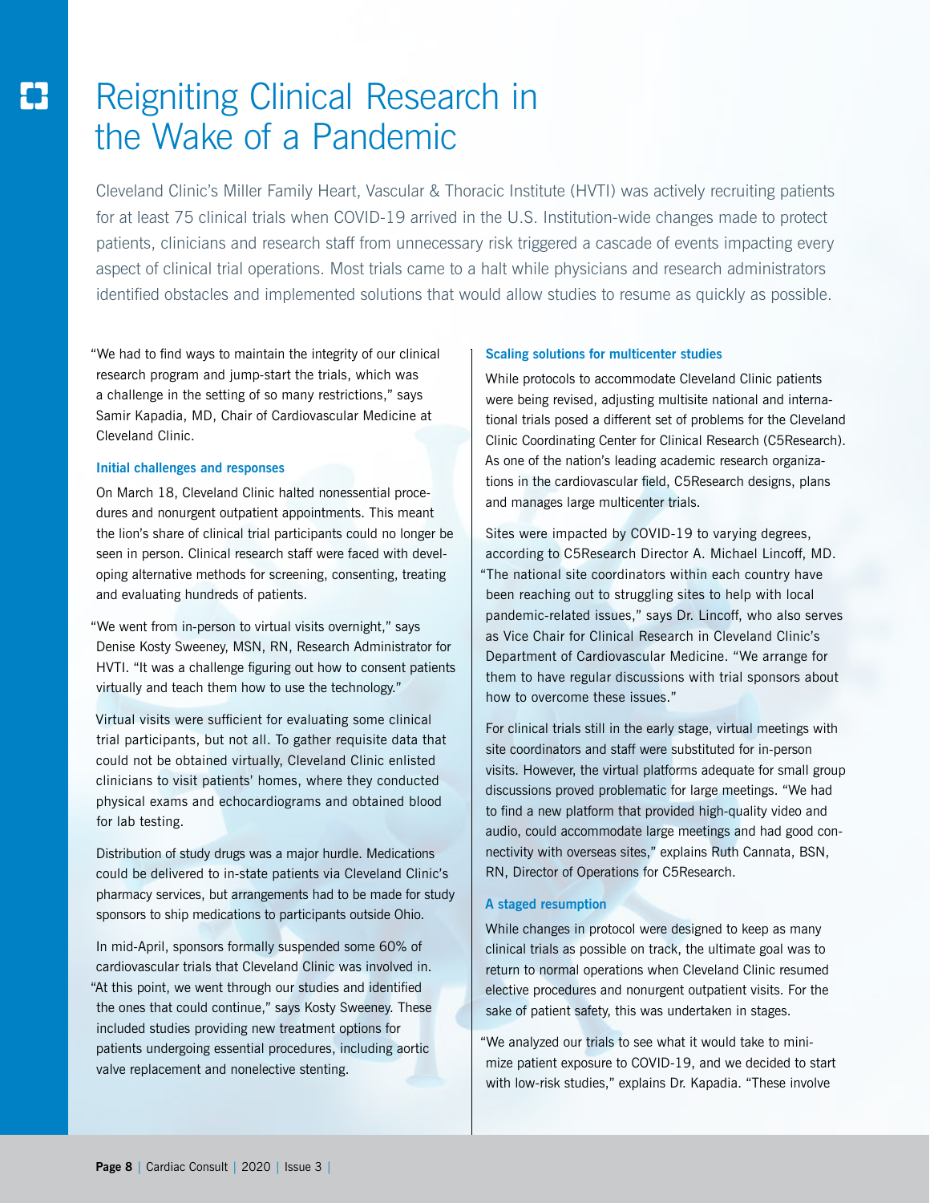# Reigniting Clinical Research in the Wake of a Pandemic

Cleveland Clinic's Miller Family Heart, Vascular & Thoracic Institute (HVTI) was actively recruiting patients for at least 75 clinical trials when COVID-19 arrived in the U.S. Institution-wide changes made to protect patients, clinicians and research staff from unnecessary risk triggered a cascade of events impacting every aspect of clinical trial operations. Most trials came to a halt while physicians and research administrators identified obstacles and implemented solutions that would allow studies to resume as quickly as possible.

"We had to find ways to maintain the integrity of our clinical research program and jump-start the trials, which was a challenge in the setting of so many restrictions," says Samir Kapadia, MD, Chair of Cardiovascular Medicine at Cleveland Clinic.

### Initial challenges and responses

On March 18, Cleveland Clinic halted nonessential procedures and nonurgent outpatient appointments. This meant the lion's share of clinical trial participants could no longer be seen in person. Clinical research staff were faced with developing alternative methods for screening, consenting, treating and evaluating hundreds of patients.

"We went from in-person to virtual visits overnight," says Denise Kosty Sweeney, MSN, RN, Research Administrator for HVTI. "It was a challenge figuring out how to consent patients virtually and teach them how to use the technology."

Virtual visits were sufficient for evaluating some clinical trial participants, but not all. To gather requisite data that could not be obtained virtually, Cleveland Clinic enlisted clinicians to visit patients' homes, where they conducted physical exams and echocardiograms and obtained blood for lab testing.

Distribution of study drugs was a major hurdle. Medications could be delivered to in-state patients via Cleveland Clinic's pharmacy services, but arrangements had to be made for study sponsors to ship medications to participants outside Ohio.

In mid-April, sponsors formally suspended some 60% of cardiovascular trials that Cleveland Clinic was involved in. "At this point, we went through our studies and identified the ones that could continue," says Kosty Sweeney. These included studies providing new treatment options for patients undergoing essential procedures, including aortic valve replacement and nonelective stenting.

### Scaling solutions for multicenter studies

While protocols to accommodate Cleveland Clinic patients were being revised, adjusting multisite national and international trials posed a different set of problems for the Cleveland Clinic Coordinating Center for Clinical Research (C5Research). As one of the nation's leading academic research organizations in the cardiovascular field, C5Research designs, plans and manages large multicenter trials.

Sites were impacted by COVID-19 to varying degrees, according to C5Research Director A. Michael Lincoff, MD. "The national site coordinators within each country have been reaching out to struggling sites to help with local pandemic-related issues," says Dr. Lincoff, who also serves as Vice Chair for Clinical Research in Cleveland Clinic's Department of Cardiovascular Medicine. "We arrange for them to have regular discussions with trial sponsors about how to overcome these issues."

For clinical trials still in the early stage, virtual meetings with site coordinators and staff were substituted for in-person visits. However, the virtual platforms adequate for small group discussions proved problematic for large meetings. "We had to find a new platform that provided high-quality video and audio, could accommodate large meetings and had good connectivity with overseas sites," explains Ruth Cannata, BSN, RN, Director of Operations for C5Research.

### A staged resumption

While changes in protocol were designed to keep as many clinical trials as possible on track, the ultimate goal was to return to normal operations when Cleveland Clinic resumed elective procedures and nonurgent outpatient visits. For the sake of patient safety, this was undertaken in stages.

"We analyzed our trials to see what it would take to minimize patient exposure to COVID-19, and we decided to start with low-risk studies," explains Dr. Kapadia. "These involve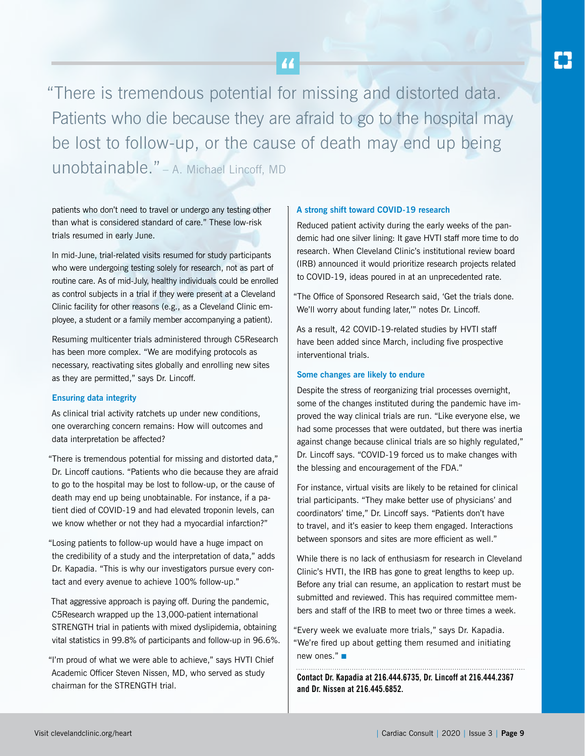> "There is tremendous potential for missing and distorted data. Patients who die because they are afraid to go to the hospital may be lost to follow-up, or the cause of death may end up being unobtainable." – A. Michael Lincoff, MD

patients who don't need to travel or undergo any testing other than what is considered standard of care." These low-risk trials resumed in early June.

In mid-June, trial-related visits resumed for study participants who were undergoing testing solely for research, not as part of routine care. As of mid-July, healthy individuals could be enrolled as control subjects in a trial if they were present at a Cleveland Clinic facility for other reasons (e.g., as a Cleveland Clinic employee, a student or a family member accompanying a patient).

Resuming multicenter trials administered through C5Research has been more complex. "We are modifying protocols as necessary, reactivating sites globally and enrolling new sites as they are permitted," says Dr. Lincoff.

### Ensuring data integrity

As clinical trial activity ratchets up under new conditions, one overarching concern remains: How will outcomes and data interpretation be affected?

"There is tremendous potential for missing and distorted data," Dr. Lincoff cautions. "Patients who die because they are afraid to go to the hospital may be lost to follow-up, or the cause of death may end up being unobtainable. For instance, if a patient died of COVID-19 and had elevated troponin levels, can we know whether or not they had a myocardial infarction?"

"Losing patients to follow-up would have a huge impact on the credibility of a study and the interpretation of data," adds Dr. Kapadia. "This is why our investigators pursue every contact and every avenue to achieve 100% follow-up."

That aggressive approach is paying off. During the pandemic, C5Research wrapped up the 13,000-patient international STRENGTH trial in patients with mixed dyslipidemia, obtaining vital statistics in 99.8% of participants and follow-up in 96.6%.

"I'm proud of what we were able to achieve," says HVTI Chief Academic Officer Steven Nissen, MD, who served as study chairman for the STRENGTH trial.

### A strong shift toward COVID-19 research

Reduced patient activity during the early weeks of the pandemic had one silver lining: It gave HVTI staff more time to do research. When Cleveland Clinic's institutional review board (IRB) announced it would prioritize research projects related to COVID-19, ideas poured in at an unprecedented rate.

"The Office of Sponsored Research said, 'Get the trials done. We'll worry about funding later,'" notes Dr. Lincoff.

As a result, 42 COVID-19-related studies by HVTI staff have been added since March, including five prospective interventional trials.

### Some changes are likely to endure

Despite the stress of reorganizing trial processes overnight, some of the changes instituted during the pandemic have improved the way clinical trials are run. "Like everyone else, we had some processes that were outdated, but there was inertia against change because clinical trials are so highly regulated," Dr. Lincoff says. "COVID-19 forced us to make changes with the blessing and encouragement of the FDA."

For instance, virtual visits are likely to be retained for clinical trial participants. "They make better use of physicians' and coordinators' time," Dr. Lincoff says. "Patients don't have to travel, and it's easier to keep them engaged. Interactions between sponsors and sites are more efficient as well."

While there is no lack of enthusiasm for research in Cleveland Clinic's HVTI, the IRB has gone to great lengths to keep up. Before any trial can resume, an application to restart must be submitted and reviewed. This has required committee members and staff of the IRB to meet two or three times a week.

"Every week we evaluate more trials," says Dr. Kapadia. "We're fired up about getting them resumed and initiating new ones." ■

**Contact Dr. Kapadia at 216.444.6735, Dr. Lincoff at 216.444.2367 and Dr. Nissen at 216.445.6852.**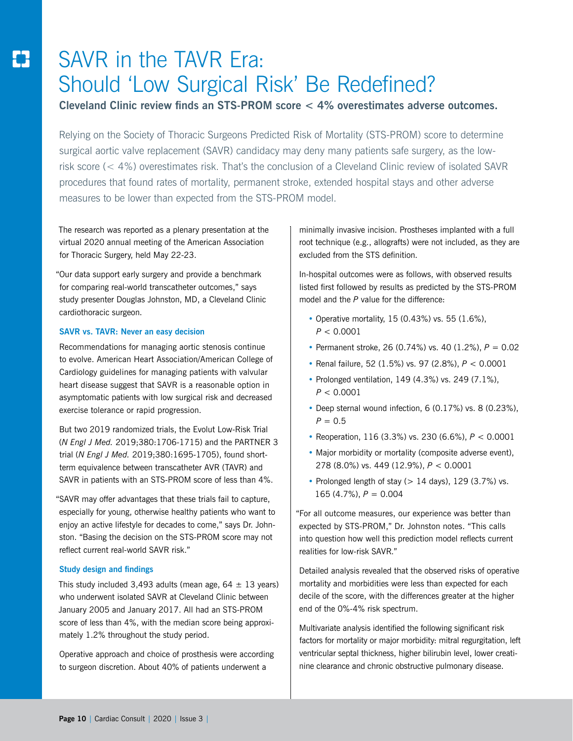# SAVR in the TAVR Era: Should 'Low Surgical Risk' Be Redefined?

**Cleveland Clinic review finds an STS-PROM score < 4% overestimates adverse outcomes.**

Relying on the Society of Thoracic Surgeons Predicted Risk of Mortality (STS-PROM) score to determine surgical aortic valve replacement (SAVR) candidacy may deny many patients safe surgery, as the low-risk score (< 4%) overestimates risk. That's the conclusion of a Cleveland Clinic review of isolated SAVR procedures that found rates of mortality, permanent stroke, extended hospital stays and other adverse measures to be lower than expected from the STS-PROM model.

The research was reported as a plenary presentation at the virtual 2020 annual meeting of the American Association for Thoracic Surgery, held May 22-23.

"Our data support early surgery and provide a benchmark for comparing real-world transcatheter outcomes," says study presenter Douglas Johnston, MD, a Cleveland Clinic cardiothoracic surgeon.

### SAVR vs. TAVR: Never an easy decision

Recommendations for managing aortic stenosis continue to evolve. American Heart Association/American College of Cardiology guidelines for managing patients with valvular heart disease suggest that SAVR is a reasonable option in asymptomatic patients with low surgical risk and decreased exercise tolerance or rapid progression.

But two 2019 randomized trials, the Evolut Low-Risk Trial (*N Engl J Med.* 2019;380:1706-1715) and the PARTNER 3 trial (*N Engl J Med.* 2019;380:1695-1705), found short-term equivalence between transcatheter AVR (TAVR) and SAVR in patients with an STS-PROM score of less than 4%.

"SAVR may offer advantages that these trials fail to capture, especially for young, otherwise healthy patients who want to enjoy an active lifestyle for decades to come," says Dr. Johnston. "Basing the decision on the STS-PROM score may not reflect current real-world SAVR risk."

### Study design and findings

This study included 3,493 adults (mean age, 64 ± 13 years) who underwent isolated SAVR at Cleveland Clinic between January 2005 and January 2017. All had an STS-PROM score of less than 4%, with the median score being approximately 1.2% throughout the study period.

Operative approach and choice of prosthesis were according to surgeon discretion. About 40% of patients underwent a minimally invasive incision. Prostheses implanted with a full root technique (e.g., allografts) were not included, as they are excluded from the STS definition.

In-hospital outcomes were as follows, with observed results listed first followed by results as predicted by the STS-PROM model and the *P* value for the difference:

- Operative mortality, 15 (0.43%) vs. 55 (1.6%), $P < 0.0001$
- Permanent stroke, 26 (0.74%) vs. 40 (1.2%), $P = 0.02$
- Renal failure, 52 (1.5%) vs. 97 (2.8%), $P < 0.0001$
- Prolonged ventilation, 149 (4.3%) vs. 249 (7.1%), $P < 0.0001$
- Deep sternal wound infection, 6 (0.17%) vs. 8 (0.23%), $P = 0.5$
- Reoperation, 116 (3.3%) vs. 230 (6.6%), $P < 0.0001$
- Major morbidity or mortality (composite adverse event), 278 (8.0%) vs. 449 (12.9%), $P < 0.0001$
- Prolonged length of stay (> 14 days), 129 (3.7%) vs. 165 (4.7%), $P = 0.004$

"For all outcome measures, our experience was better than expected by STS-PROM," Dr. Johnston notes. "This calls into question how well this prediction model reflects current realities for low-risk SAVR."

Detailed analysis revealed that the observed risks of operative mortality and morbidities were less than expected for each decile of the score, with the differences greater at the higher end of the 0%-4% risk spectrum.

Multivariate analysis identified the following significant risk factors for mortality or major morbidity: mitral regurgitation, left ventricular septal thickness, higher bilirubin level, lower creatinine clearance and chronic obstructive pulmonary disease.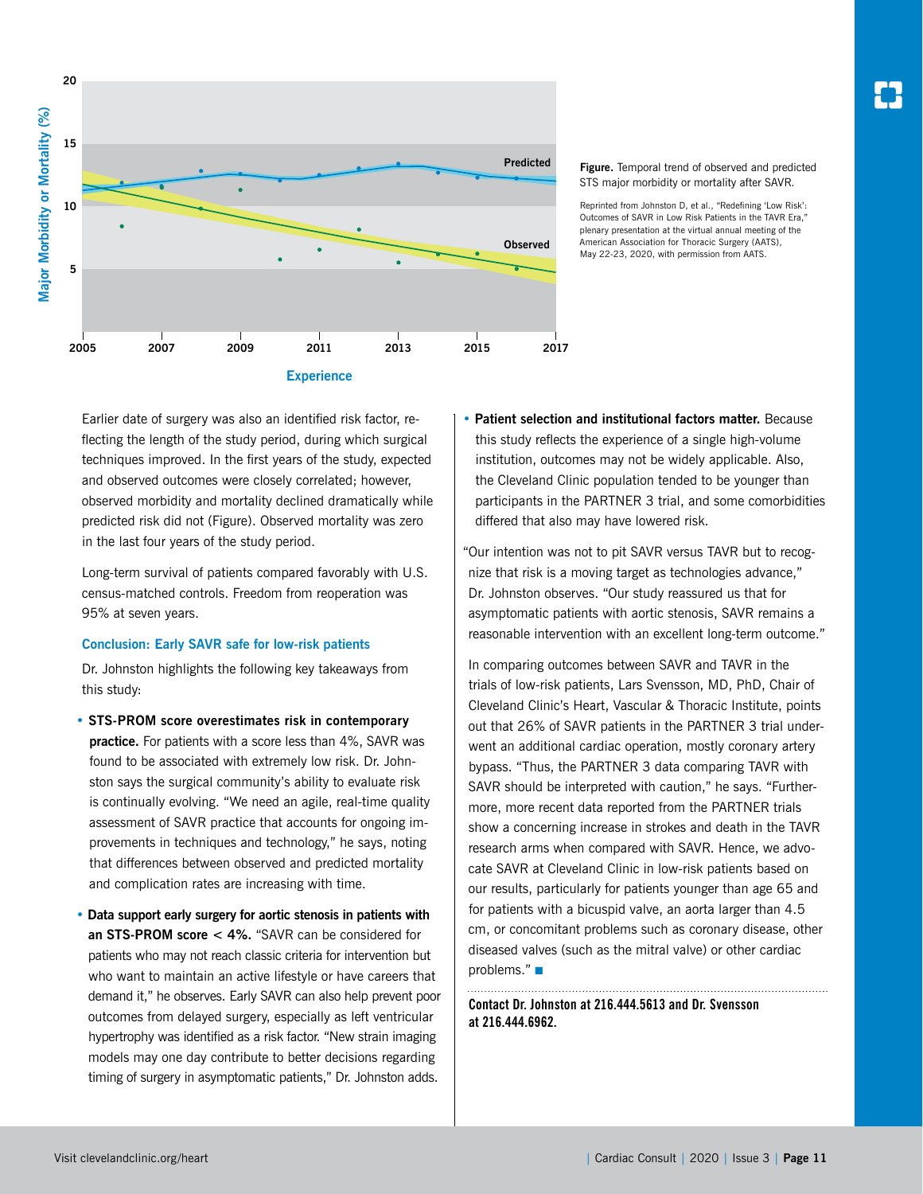**Figure.** Temporal trend of observed and predicted STS major morbidity or mortality after SAVR.

Reprinted from Johnston D, et al., "Redefining 'Low Risk': Outcomes of SAVR in Low Risk Patients in the TAVR Era," plenary presentation at the virtual annual meeting of the American Association for Thoracic Surgery (AATS), May 22-23, 2020, with permission from AATS.

Earlier date of surgery was also an identified risk factor, reflecting the length of the study period, during which surgical techniques improved. In the first years of the study, expected and observed outcomes were closely correlated; however, observed morbidity and mortality declined dramatically while predicted risk did not (Figure). Observed mortality was zero in the last four years of the study period.

Long-term survival of patients compared favorably with U.S. census-matched controls. Freedom from reoperation was 95% at seven years.

### Conclusion: Early SAVR safe for low-risk patients

Dr. Johnston highlights the following key takeaways from this study:

- **STS-PROM score overestimates risk in contemporary practice.** For patients with a score less than 4%, SAVR was found to be associated with extremely low risk. Dr. Johnston says the surgical community's ability to evaluate risk is continually evolving. "We need an agile, real-time quality assessment of SAVR practice that accounts for ongoing improvements in techniques and technology," he says, noting that differences between observed and predicted mortality and complication rates are increasing with time.
- **Data support early surgery for aortic stenosis in patients with an STS-PROM score < 4%.** "SAVR can be considered for patients who may not reach classic criteria for intervention but who want to maintain an active lifestyle or have careers that demand it," he observes. Early SAVR can also help prevent poor outcomes from delayed surgery, especially as left ventricular hypertrophy was identified as a risk factor. "New strain imaging models may one day contribute to better decisions regarding timing of surgery in asymptomatic patients," Dr. Johnston adds.
- **Patient selection and institutional factors matter.** Because this study reflects the experience of a single high-volume institution, outcomes may not be widely applicable. Also, the Cleveland Clinic population tended to be younger than participants in the PARTNER 3 trial, and some comorbidities differed that also may have lowered risk.

"Our intention was not to pit SAVR versus TAVR but to recognize that risk is a moving target as technologies advance," Dr. Johnston observes. "Our study reassured us that for asymptomatic patients with aortic stenosis, SAVR remains a reasonable intervention with an excellent long-term outcome."

In comparing outcomes between SAVR and TAVR in the trials of low-risk patients, Lars Svensson, MD, PhD, Chair of Cleveland Clinic's Heart, Vascular & Thoracic Institute, points out that 26% of SAVR patients in the PARTNER 3 trial underwent an additional cardiac operation, mostly coronary artery bypass. "Thus, the PARTNER 3 data comparing TAVR with SAVR should be interpreted with caution," he says. "Furthermore, more recent data reported from the PARTNER trials show a concerning increase in strokes and death in the TAVR research arms when compared with SAVR. Hence, we advocate SAVR at Cleveland Clinic in low-risk patients based on our results, particularly for patients younger than age 65 and for patients with a bicuspid valve, an aorta larger than 4.5 cm, or concomitant problems such as coronary disease, other diseased valves (such as the mitral valve) or other cardiac problems." ■

**Contact Dr. Johnston at 216.444.5613 and Dr. Svensson at 216.444.6962.**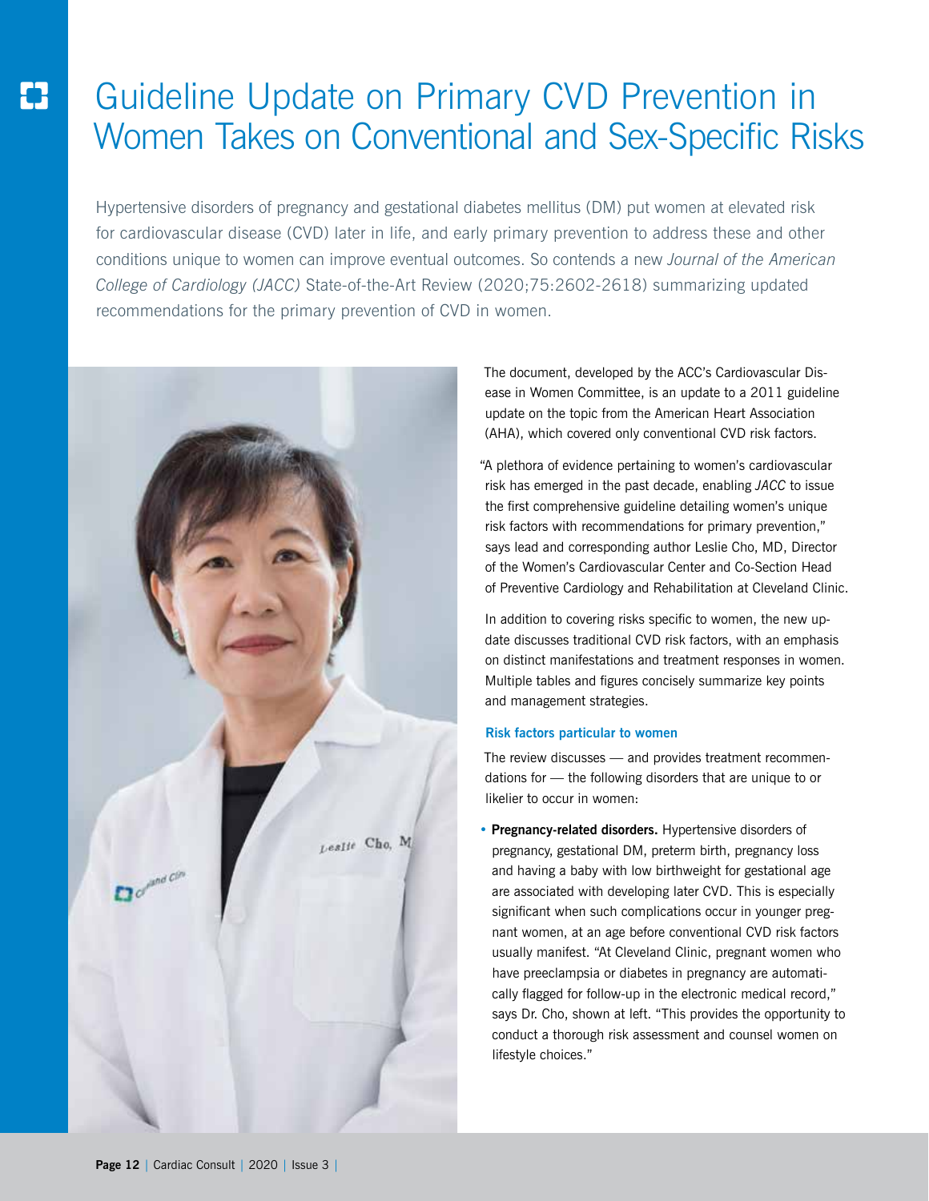# Guideline Update on Primary CVD Prevention in Women Takes on Conventional and Sex-Specific Risks

Hypertensive disorders of pregnancy and gestational diabetes mellitus (DM) put women at elevated risk for cardiovascular disease (CVD) later in life, and early primary prevention to address these and other conditions unique to women can improve eventual outcomes. So contends a new *Journal of the American College of Cardiology (JACC)* State-of-the-Art Review (2020;75:2602-2618) summarizing updated recommendations for the primary prevention of CVD in women.

The document, developed by the ACC's Cardiovascular Disease in Women Committee, is an update to a 2011 guideline update on the topic from the American Heart Association (AHA), which covered only conventional CVD risk factors.

"A plethora of evidence pertaining to women's cardiovascular risk has emerged in the past decade, enabling *JACC* to issue the first comprehensive guideline detailing women's unique risk factors with recommendations for primary prevention," says lead and corresponding author Leslie Cho, MD, Director of the Women's Cardiovascular Center and Co-Section Head of Preventive Cardiology and Rehabilitation at Cleveland Clinic.

In addition to covering risks specific to women, the new update discusses traditional CVD risk factors, with an emphasis on distinct manifestations and treatment responses in women. Multiple tables and figures concisely summarize key points and management strategies.

### Risk factors particular to women

The review discusses — and provides treatment recommendations for — the following disorders that are unique to or likelier to occur in women:

- **Pregnancy-related disorders.** Hypertensive disorders of pregnancy, gestational DM, preterm birth, pregnancy loss and having a baby with low birthweight for gestational age are associated with developing later CVD. This is especially significant when such complications occur in younger pregnant women, at an age before conventional CVD risk factors usually manifest. "At Cleveland Clinic, pregnant women who have preeclampsia or diabetes in pregnancy are automatically flagged for follow-up in the electronic medical record," says Dr. Cho, shown at left. "This provides the opportunity to conduct a thorough risk assessment and counsel women on lifestyle choices."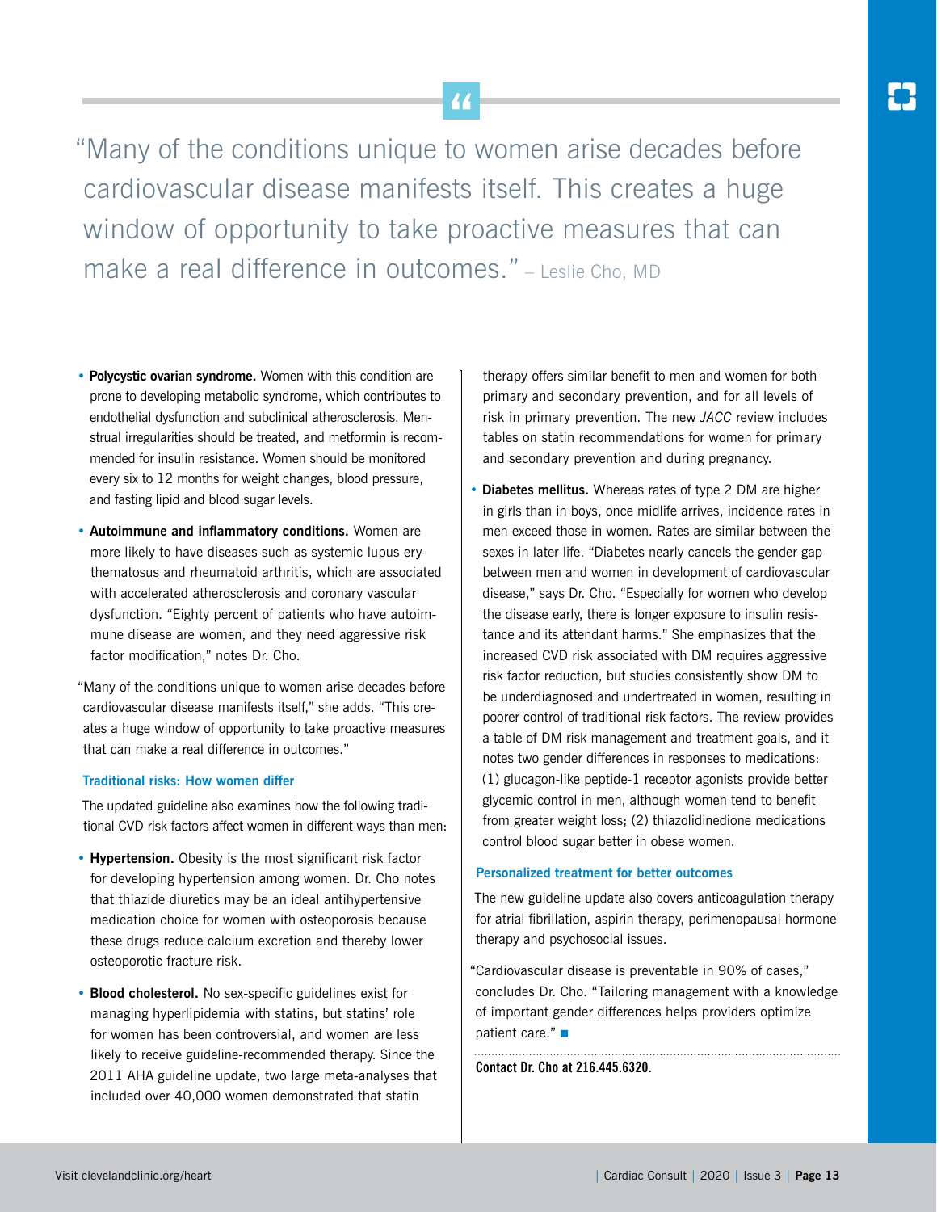> "Many of the conditions unique to women arise decades before cardiovascular disease manifests itself. This creates a huge window of opportunity to take proactive measures that can make a real difference in outcomes." – Leslie Cho, MD

- **Polycystic ovarian syndrome.** Women with this condition are prone to developing metabolic syndrome, which contributes to endothelial dysfunction and subclinical atherosclerosis. Menstrual irregularities should be treated, and metformin is recommended for insulin resistance. Women should be monitored every six to 12 months for weight changes, blood pressure, and fasting lipid and blood sugar levels.

- **Autoimmune and inflammatory conditions.** Women are more likely to have diseases such as systemic lupus erythematosus and rheumatoid arthritis, which are associated with accelerated atherosclerosis and coronary vascular dysfunction. "Eighty percent of patients who have autoimmune disease are women, and they need aggressive risk factor modification," notes Dr. Cho.

"Many of the conditions unique to women arise decades before cardiovascular disease manifests itself," she adds. "This creates a huge window of opportunity to take proactive measures that can make a real difference in outcomes."

### Traditional risks: How women differ

The updated guideline also examines how the following traditional CVD risk factors affect women in different ways than men:

- **Hypertension.** Obesity is the most significant risk factor for developing hypertension among women. Dr. Cho notes that thiazide diuretics may be an ideal antihypertensive medication choice for women with osteoporosis because these drugs reduce calcium excretion and thereby lower osteoporotic fracture risk.

- **Blood cholesterol.** No sex-specific guidelines exist for managing hyperlipidemia with statins, but statins' role for women has been controversial, and women are less likely to receive guideline-recommended therapy. Since the 2011 AHA guideline update, two large meta-analyses that included over 40,000 women demonstrated that statin therapy offers similar benefit to men and women for both primary and secondary prevention, and for all levels of risk in primary prevention. The new *JACC* review includes tables on statin recommendations for women for primary and secondary prevention and during pregnancy.

- **Diabetes mellitus.** Whereas rates of type 2 DM are higher in girls than in boys, once midlife arrives, incidence rates in men exceed those in women. Rates are similar between the sexes in later life. "Diabetes nearly cancels the gender gap between men and women in development of cardiovascular disease," says Dr. Cho. "Especially for women who develop the disease early, there is longer exposure to insulin resistance and its attendant harms." She emphasizes that the increased CVD risk associated with DM requires aggressive risk factor reduction, but studies consistently show DM to be underdiagnosed and undertreated in women, resulting in poorer control of traditional risk factors. The review provides a table of DM risk management and treatment goals, and it notes two gender differences in responses to medications: (1) glucagon-like peptide-1 receptor agonists provide better glycemic control in men, although women tend to benefit from greater weight loss; (2) thiazolidinedione medications control blood sugar better in obese women.

### Personalized treatment for better outcomes

The new guideline update also covers anticoagulation therapy for atrial fibrillation, aspirin therapy, perimenopausal hormone therapy and psychosocial issues.

"Cardiovascular disease is preventable in 90% of cases," concludes Dr. Cho. "Tailoring management with a knowledge of important gender differences helps providers optimize patient care." ■

**Contact Dr. Cho at 216.445.6320.**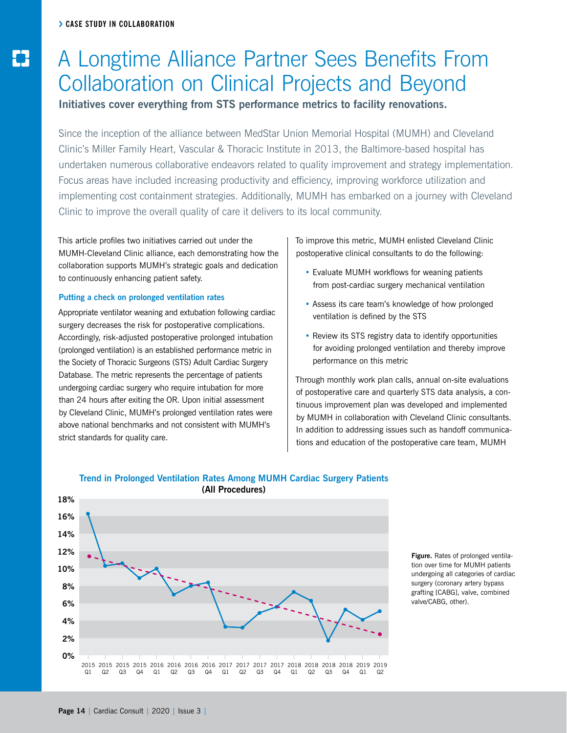› CASE STUDY IN COLLABORATION

# A Longtime Alliance Partner Sees Benefits From Collaboration on Clinical Projects and Beyond

**Initiatives cover everything from STS performance metrics to facility renovations.**

Since the inception of the alliance between MedStar Union Memorial Hospital (MUMH) and Cleveland Clinic's Miller Family Heart, Vascular & Thoracic Institute in 2013, the Baltimore-based hospital has undertaken numerous collaborative endeavors related to quality improvement and strategy implementation. Focus areas have included increasing productivity and efficiency, improving workforce utilization and implementing cost containment strategies. Additionally, MUMH has embarked on a journey with Cleveland Clinic to improve the overall quality of care it delivers to its local community.

This article profiles two initiatives carried out under the MUMH-Cleveland Clinic alliance, each demonstrating how the collaboration supports MUMH's strategic goals and dedication to continuously enhancing patient safety.

### Putting a check on prolonged ventilation rates

Appropriate ventilator weaning and extubation following cardiac surgery decreases the risk for postoperative complications. Accordingly, risk-adjusted postoperative prolonged intubation (prolonged ventilation) is an established performance metric in the Society of Thoracic Surgeons (STS) Adult Cardiac Surgery Database. The metric represents the percentage of patients undergoing cardiac surgery who require intubation for more than 24 hours after exiting the OR. Upon initial assessment by Cleveland Clinic, MUMH's prolonged ventilation rates were above national benchmarks and not consistent with MUMH's strict standards for quality care.

To improve this metric, MUMH enlisted Cleveland Clinic postoperative clinical consultants to do the following:

- Evaluate MUMH workflows for weaning patients from post-cardiac surgery mechanical ventilation
- Assess its care team's knowledge of how prolonged ventilation is defined by the STS
- Review its STS registry data to identify opportunities for avoiding prolonged ventilation and thereby improve performance on this metric

Through monthly work plan calls, annual on-site evaluations of postoperative care and quarterly STS data analysis, a continuous improvement plan was developed and implemented by MUMH in collaboration with Cleveland Clinic consultants. In addition to addressing issues such as handoff communications and education of the postoperative care team, MUMH

**Trend in Prolonged Ventilation Rates Among MUMH Cardiac Surgery Patients (All Procedures)**

| Quarter | Prolonged Ventilation Rate (approx.) |
|---|---|
| 2015 Q1 | 16.3% |
| 2015 Q2 | 10.3% |
| 2015 Q3 | 10.6% |
| 2015 Q4 | 8.9% |
| 2016 Q1 | 10.0% |
| 2016 Q2 | 7.0% |
| 2016 Q3 | 8.0% |
| 2016 Q4 | 8.4% |
| 2017 Q1 | 3.3% |
| 2017 Q2 | 3.2% |
| 2017 Q3 | 4.9% |
| 2017 Q4 | 5.6% |
| 2018 Q1 | 7.3% |
| 2018 Q2 | 6.3% |
| 2018 Q3 | 1.7% |
| 2018 Q4 | 5.3% |
| 2019 Q1 | 4.1% |
| 2019 Q2 | 5.1% |

**Figure.** Rates of prolonged ventilation over time for MUMH patients undergoing all categories of cardiac surgery (coronary artery bypass grafting [CABG], valve, combined valve/CABG, other).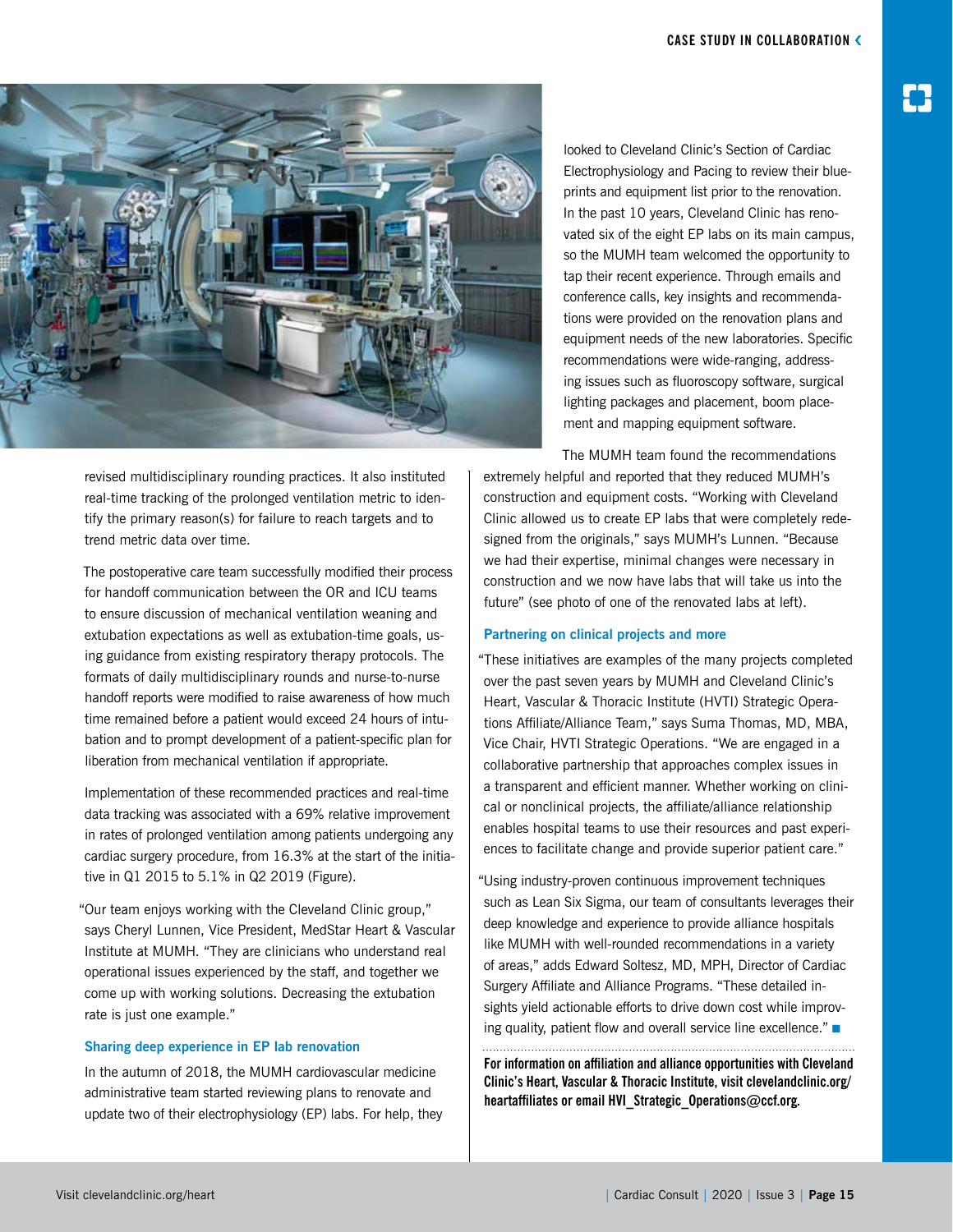revised multidisciplinary rounding practices. It also instituted real-time tracking of the prolonged ventilation metric to identify the primary reason(s) for failure to reach targets and to trend metric data over time.

The postoperative care team successfully modified their process for handoff communication between the OR and ICU teams to ensure discussion of mechanical ventilation weaning and extubation expectations as well as extubation-time goals, using guidance from existing respiratory therapy protocols. The formats of daily multidisciplinary rounds and nurse-to-nurse handoff reports were modified to raise awareness of how much time remained before a patient would exceed 24 hours of intubation and to prompt development of a patient-specific plan for liberation from mechanical ventilation if appropriate.

Implementation of these recommended practices and real-time data tracking was associated with a 69% relative improvement in rates of prolonged ventilation among patients undergoing any cardiac surgery procedure, from 16.3% at the start of the initiative in Q1 2015 to 5.1% in Q2 2019 (Figure).

"Our team enjoys working with the Cleveland Clinic group," says Cheryl Lunnen, Vice President, MedStar Heart & Vascular Institute at MUMH. "They are clinicians who understand real operational issues experienced by the staff, and together we come up with working solutions. Decreasing the extubation rate is just one example."

### Sharing deep experience in EP lab renovation

In the autumn of 2018, the MUMH cardiovascular medicine administrative team started reviewing plans to renovate and update two of their electrophysiology (EP) labs. For help, they looked to Cleveland Clinic's Section of Cardiac Electrophysiology and Pacing to review their blueprints and equipment list prior to the renovation. In the past 10 years, Cleveland Clinic has renovated six of the eight EP labs on its main campus, so the MUMH team welcomed the opportunity to tap their recent experience. Through emails and conference calls, key insights and recommendations were provided on the renovation plans and equipment needs of the new laboratories. Specific recommendations were wide-ranging, addressing issues such as fluoroscopy software, surgical lighting packages and placement, boom placement and mapping equipment software.

The MUMH team found the recommendations extremely helpful and reported that they reduced MUMH's construction and equipment costs. "Working with Cleveland Clinic allowed us to create EP labs that were completely redesigned from the originals," says MUMH's Lunnen. "Because we had their expertise, minimal changes were necessary in construction and we now have labs that will take us into the future" (see photo of one of the renovated labs at left).

### Partnering on clinical projects and more

"These initiatives are examples of the many projects completed over the past seven years by MUMH and Cleveland Clinic's Heart, Vascular & Thoracic Institute (HVTI) Strategic Operations Affiliate/Alliance Team," says Suma Thomas, MD, MBA, Vice Chair, HVTI Strategic Operations. "We are engaged in a collaborative partnership that approaches complex issues in a transparent and efficient manner. Whether working on clinical or nonclinical projects, the affiliate/alliance relationship enables hospital teams to use their resources and past experiences to facilitate change and provide superior patient care."

"Using industry-proven continuous improvement techniques such as Lean Six Sigma, our team of consultants leverages their deep knowledge and experience to provide alliance hospitals like MUMH with well-rounded recommendations in a variety of areas," adds Edward Soltesz, MD, MPH, Director of Cardiac Surgery Affiliate and Alliance Programs. "These detailed insights yield actionable efforts to drive down cost while improving quality, patient flow and overall service line excellence." ■

**For information on affiliation and alliance opportunities with Cleveland Clinic's Heart, Vascular & Thoracic Institute, visit clevelandclinic.org/heartaffiliates or email HVI_Strategic_Operations@ccf.org.**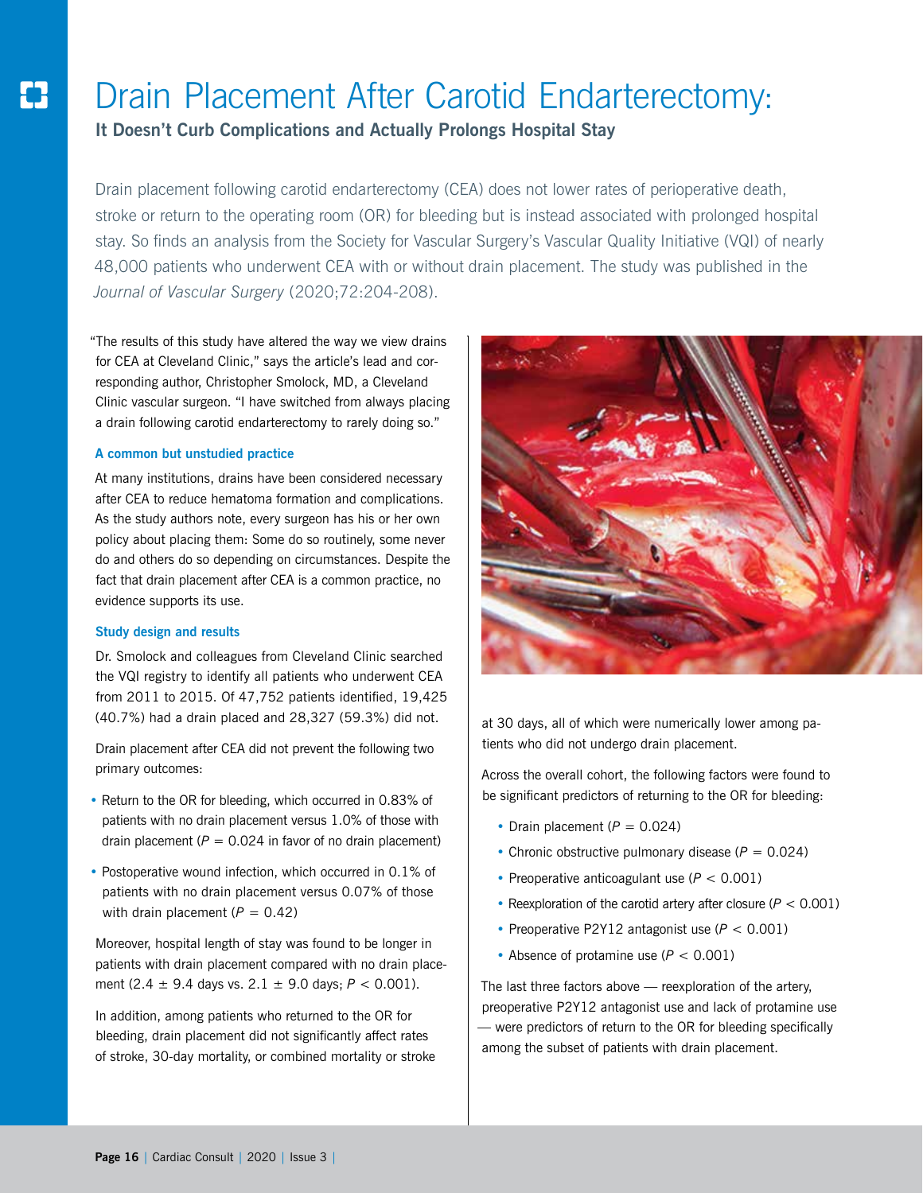# Drain Placement After Carotid Endarterectomy:

**It Doesn't Curb Complications and Actually Prolongs Hospital Stay**

Drain placement following carotid endarterectomy (CEA) does not lower rates of perioperative death, stroke or return to the operating room (OR) for bleeding but is instead associated with prolonged hospital stay. So finds an analysis from the Society for Vascular Surgery's Vascular Quality Initiative (VQI) of nearly 48,000 patients who underwent CEA with or without drain placement. The study was published in the *Journal of Vascular Surgery* (2020;72:204-208).

"The results of this study have altered the way we view drains for CEA at Cleveland Clinic," says the article's lead and corresponding author, Christopher Smolock, MD, a Cleveland Clinic vascular surgeon. "I have switched from always placing a drain following carotid endarterectomy to rarely doing so."

### A common but unstudied practice

At many institutions, drains have been considered necessary after CEA to reduce hematoma formation and complications. As the study authors note, every surgeon has his or her own policy about placing them: Some do so routinely, some never do and others do so depending on circumstances. Despite the fact that drain placement after CEA is a common practice, no evidence supports its use.

### Study design and results

Dr. Smolock and colleagues from Cleveland Clinic searched the VQI registry to identify all patients who underwent CEA from 2011 to 2015. Of 47,752 patients identified, 19,425 (40.7%) had a drain placed and 28,327 (59.3%) did not.

Drain placement after CEA did not prevent the following two primary outcomes:

- Return to the OR for bleeding, which occurred in 0.83% of patients with no drain placement versus 1.0% of those with drain placement ($P = 0.024$ in favor of no drain placement)
- Postoperative wound infection, which occurred in 0.1% of patients with no drain placement versus 0.07% of those with drain placement ($P = 0.42$)

Moreover, hospital length of stay was found to be longer in patients with drain placement compared with no drain placement (2.4 ± 9.4 days vs. 2.1 ± 9.0 days; $P < 0.001$).

In addition, among patients who returned to the OR for bleeding, drain placement did not significantly affect rates of stroke, 30-day mortality, or combined mortality or stroke at 30 days, all of which were numerically lower among patients who did not undergo drain placement.

Across the overall cohort, the following factors were found to be significant predictors of returning to the OR for bleeding:

- Drain placement ($P = 0.024$)
- Chronic obstructive pulmonary disease ($P = 0.024$)
- Preoperative anticoagulant use ($P < 0.001$)
- Reexploration of the carotid artery after closure ($P < 0.001$)
- Preoperative P2Y12 antagonist use ($P < 0.001$)
- Absence of protamine use ($P < 0.001$)

The last three factors above — reexploration of the artery, preoperative P2Y12 antagonist use and lack of protamine use — were predictors of return to the OR for bleeding specifically among the subset of patients with drain placement.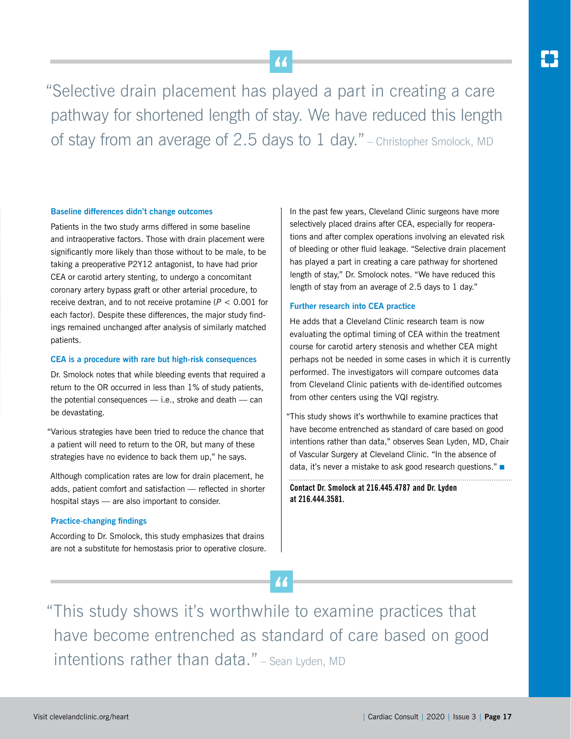> "Selective drain placement has played a part in creating a care pathway for shortened length of stay. We have reduced this length of stay from an average of 2.5 days to 1 day." – Christopher Smolock, MD

### Baseline differences didn't change outcomes

Patients in the two study arms differed in some baseline and intraoperative factors. Those with drain placement were significantly more likely than those without to be male, to be taking a preoperative P2Y12 antagonist, to have had prior CEA or carotid artery stenting, to undergo a concomitant coronary artery bypass graft or other arterial procedure, to receive dextran, and to not receive protamine ($P < 0.001$ for each factor). Despite these differences, the major study findings remained unchanged after analysis of similarly matched patients.

### CEA is a procedure with rare but high-risk consequences

Dr. Smolock notes that while bleeding events that required a return to the OR occurred in less than 1% of study patients, the potential consequences — i.e., stroke and death — can be devastating.

"Various strategies have been tried to reduce the chance that a patient will need to return to the OR, but many of these strategies have no evidence to back them up," he says.

Although complication rates are low for drain placement, he adds, patient comfort and satisfaction — reflected in shorter hospital stays — are also important to consider.

### Practice-changing findings

According to Dr. Smolock, this study emphasizes that drains are not a substitute for hemostasis prior to operative closure.

In the past few years, Cleveland Clinic surgeons have more selectively placed drains after CEA, especially for reoperations and after complex operations involving an elevated risk of bleeding or other fluid leakage. "Selective drain placement has played a part in creating a care pathway for shortened length of stay," Dr. Smolock notes. "We have reduced this length of stay from an average of 2.5 days to 1 day."

### Further research into CEA practice

He adds that a Cleveland Clinic research team is now evaluating the optimal timing of CEA within the treatment course for carotid artery stenosis and whether CEA might perhaps not be needed in some cases in which it is currently performed. The investigators will compare outcomes data from Cleveland Clinic patients with de-identified outcomes from other centers using the VQI registry.

"This study shows it's worthwhile to examine practices that have become entrenched as standard of care based on good intentions rather than data," observes Sean Lyden, MD, Chair of Vascular Surgery at Cleveland Clinic. "In the absence of data, it's never a mistake to ask good research questions." ■

**Contact Dr. Smolock at 216.445.4787 and Dr. Lyden at 216.444.3581.**

> "This study shows it's worthwhile to examine practices that have become entrenched as standard of care based on good intentions rather than data." – Sean Lyden, MD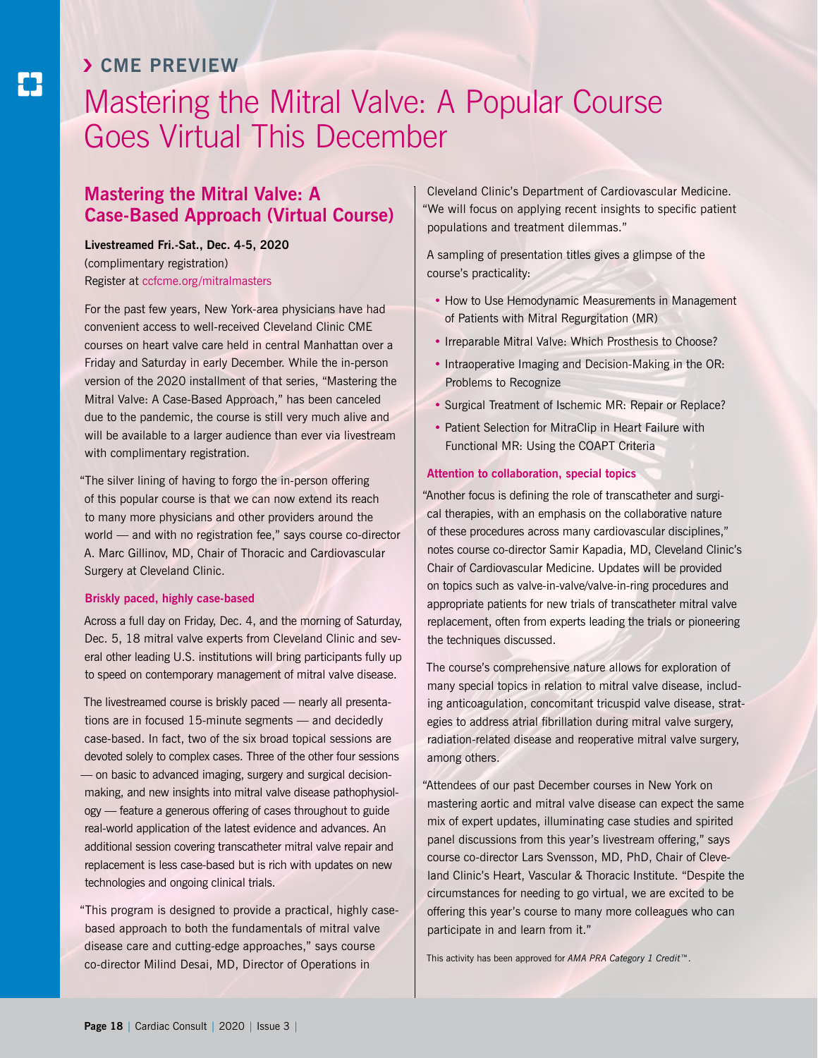> CME PREVIEW

# Mastering the Mitral Valve: A Popular Course Goes Virtual This December

## Mastering the Mitral Valve: A Case-Based Approach (Virtual Course)

**Livestreamed Fri.-Sat., Dec. 4-5, 2020**
(complimentary registration)
Register at ccfcme.org/mitralmasters

For the past few years, New York-area physicians have had convenient access to well-received Cleveland Clinic CME courses on heart valve care held in central Manhattan over a Friday and Saturday in early December. While the in-person version of the 2020 installment of that series, "Mastering the Mitral Valve: A Case-Based Approach," has been canceled due to the pandemic, the course is still very much alive and will be available to a larger audience than ever via livestream with complimentary registration.

"The silver lining of having to forgo the in-person offering of this popular course is that we can now extend its reach to many more physicians and other providers around the world — and with no registration fee," says course co-director A. Marc Gillinov, MD, Chair of Thoracic and Cardiovascular Surgery at Cleveland Clinic.

### Briskly paced, highly case-based

Across a full day on Friday, Dec. 4, and the morning of Saturday, Dec. 5, 18 mitral valve experts from Cleveland Clinic and several other leading U.S. institutions will bring participants fully up to speed on contemporary management of mitral valve disease.

The livestreamed course is briskly paced — nearly all presentations are in focused 15-minute segments — and decidedly case-based. In fact, two of the six broad topical sessions are devoted solely to complex cases. Three of the other four sessions — on basic to advanced imaging, surgery and surgical decision-making, and new insights into mitral valve disease pathophysiology — feature a generous offering of cases throughout to guide real-world application of the latest evidence and advances. An additional session covering transcatheter mitral valve repair and replacement is less case-based but is rich with updates on new technologies and ongoing clinical trials.

"This program is designed to provide a practical, highly case-based approach to both the fundamentals of mitral valve disease care and cutting-edge approaches," says course co-director Milind Desai, MD, Director of Operations in Cleveland Clinic's Department of Cardiovascular Medicine. "We will focus on applying recent insights to specific patient populations and treatment dilemmas."

A sampling of presentation titles gives a glimpse of the course's practicality:

- How to Use Hemodynamic Measurements in Management of Patients with Mitral Regurgitation (MR)
- Irreparable Mitral Valve: Which Prosthesis to Choose?
- Intraoperative Imaging and Decision-Making in the OR: Problems to Recognize
- Surgical Treatment of Ischemic MR: Repair or Replace?
- Patient Selection for MitraClip in Heart Failure with Functional MR: Using the COAPT Criteria

### Attention to collaboration, special topics

"Another focus is defining the role of transcatheter and surgical therapies, with an emphasis on the collaborative nature of these procedures across many cardiovascular disciplines," notes course co-director Samir Kapadia, MD, Cleveland Clinic's Chair of Cardiovascular Medicine. Updates will be provided on topics such as valve-in-valve/valve-in-ring procedures and appropriate patients for new trials of transcatheter mitral valve replacement, often from experts leading the trials or pioneering the techniques discussed.

The course's comprehensive nature allows for exploration of many special topics in relation to mitral valve disease, including anticoagulation, concomitant tricuspid valve disease, strategies to address atrial fibrillation during mitral valve surgery, radiation-related disease and reoperative mitral valve surgery, among others.

"Attendees of our past December courses in New York on mastering aortic and mitral valve disease can expect the same mix of expert updates, illuminating case studies and spirited panel discussions from this year's livestream offering," says course co-director Lars Svensson, MD, PhD, Chair of Cleveland Clinic's Heart, Vascular & Thoracic Institute. "Despite the circumstances for needing to go virtual, we are excited to be offering this year's course to many more colleagues who can participate in and learn from it."

This activity has been approved for *AMA PRA Category 1 Credit™*.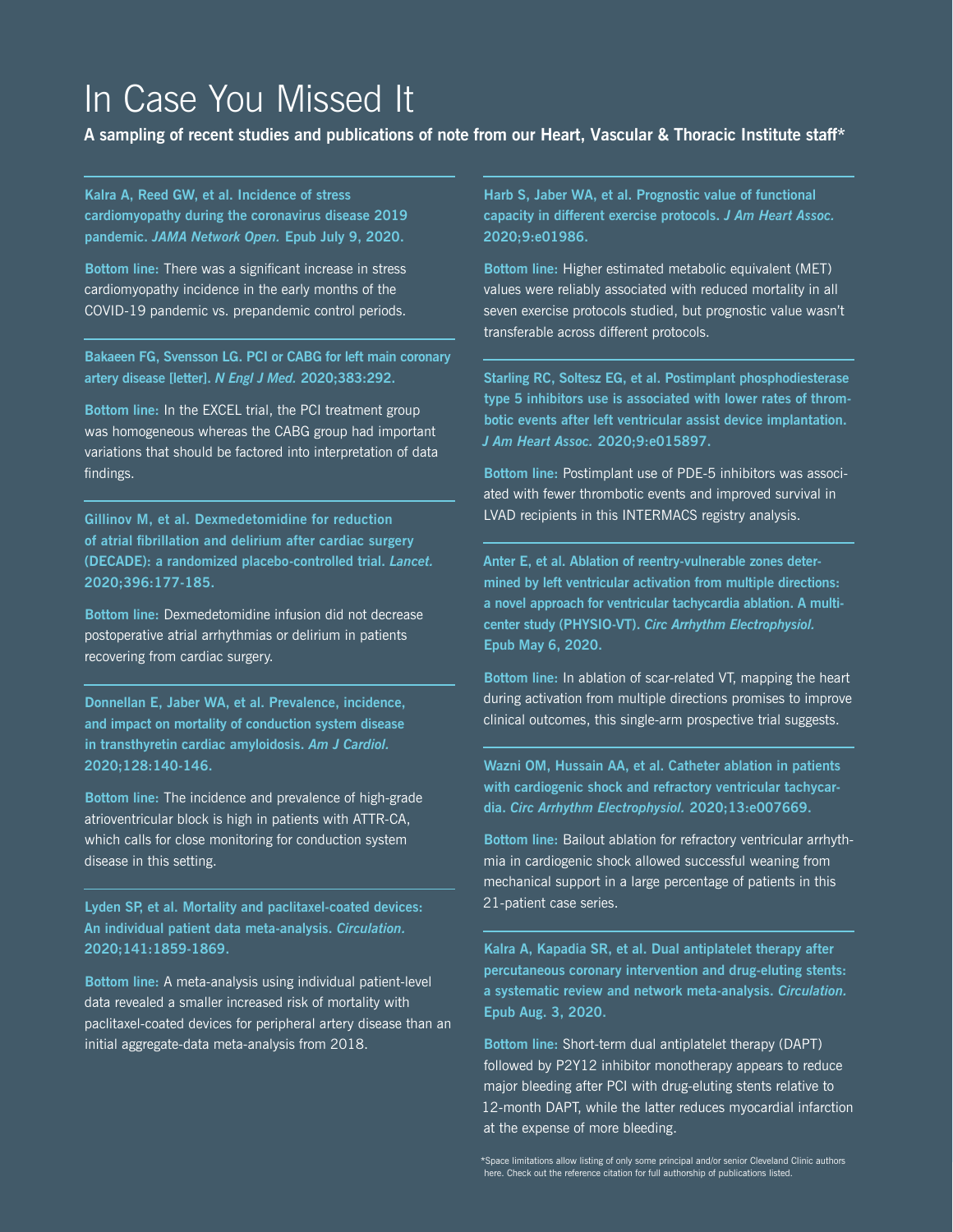# In Case You Missed It

**A sampling of recent studies and publications of note from our Heart, Vascular & Thoracic Institute staff***

**Kalra A, Reed GW, et al. Incidence of stress cardiomyopathy during the coronavirus disease 2019 pandemic. *JAMA Network Open.* Epub July 9, 2020.**

**Bottom line:** There was a significant increase in stress cardiomyopathy incidence in the early months of the COVID-19 pandemic vs. prepandemic control periods.

**Bakaeen FG, Svensson LG. PCI or CABG for left main coronary artery disease [letter]. *N Engl J Med.* 2020;383:292.**

**Bottom line:** In the EXCEL trial, the PCI treatment group was homogeneous whereas the CABG group had important variations that should be factored into interpretation of data findings.

**Gillinov M, et al. Dexmedetomidine for reduction of atrial fibrillation and delirium after cardiac surgery (DECADE): a randomized placebo-controlled trial. *Lancet.* 2020;396:177-185.**

**Bottom line:** Dexmedetomidine infusion did not decrease postoperative atrial arrhythmias or delirium in patients recovering from cardiac surgery.

**Donnellan E, Jaber WA, et al. Prevalence, incidence, and impact on mortality of conduction system disease in transthyretin cardiac amyloidosis. *Am J Cardiol.* 2020;128:140-146.**

**Bottom line:** The incidence and prevalence of high-grade atrioventricular block is high in patients with ATTR-CA, which calls for close monitoring for conduction system disease in this setting.

**Lyden SP, et al. Mortality and paclitaxel-coated devices: An individual patient data meta-analysis. *Circulation.* 2020;141:1859-1869.**

**Bottom line:** A meta-analysis using individual patient-level data revealed a smaller increased risk of mortality with paclitaxel-coated devices for peripheral artery disease than an initial aggregate-data meta-analysis from 2018.

**Harb S, Jaber WA, et al. Prognostic value of functional capacity in different exercise protocols. *J Am Heart Assoc.* 2020;9:e01986.**

**Bottom line:** Higher estimated metabolic equivalent (MET) values were reliably associated with reduced mortality in all seven exercise protocols studied, but prognostic value wasn't transferable across different protocols.

**Starling RC, Soltesz EG, et al. Postimplant phosphodiesterase type 5 inhibitors use is associated with lower rates of thrombotic events after left ventricular assist device implantation. *J Am Heart Assoc.* 2020;9:e015897.**

**Bottom line:** Postimplant use of PDE-5 inhibitors was associated with fewer thrombotic events and improved survival in LVAD recipients in this INTERMACS registry analysis.

**Anter E, et al. Ablation of reentry-vulnerable zones determined by left ventricular activation from multiple directions: a novel approach for ventricular tachycardia ablation. A multicenter study (PHYSIO-VT). *Circ Arrhythm Electrophysiol.* Epub May 6, 2020.**

**Bottom line:** In ablation of scar-related VT, mapping the heart during activation from multiple directions promises to improve clinical outcomes, this single-arm prospective trial suggests.

**Wazni OM, Hussain AA, et al. Catheter ablation in patients with cardiogenic shock and refractory ventricular tachycardia. *Circ Arrhythm Electrophysiol.* 2020;13:e007669.**

**Bottom line:** Bailout ablation for refractory ventricular arrhythmia in cardiogenic shock allowed successful weaning from mechanical support in a large percentage of patients in this 21-patient case series.

**Kalra A, Kapadia SR, et al. Dual antiplatelet therapy after percutaneous coronary intervention and drug-eluting stents: a systematic review and network meta-analysis. *Circulation.* Epub Aug. 3, 2020.**

**Bottom line:** Short-term dual antiplatelet therapy (DAPT) followed by P2Y12 inhibitor monotherapy appears to reduce major bleeding after PCI with drug-eluting stents relative to 12-month DAPT, while the latter reduces myocardial infarction at the expense of more bleeding.

*Space limitations allow listing of only some principal and/or senior Cleveland Clinic authors here. Check out the reference citation for full authorship of publications listed.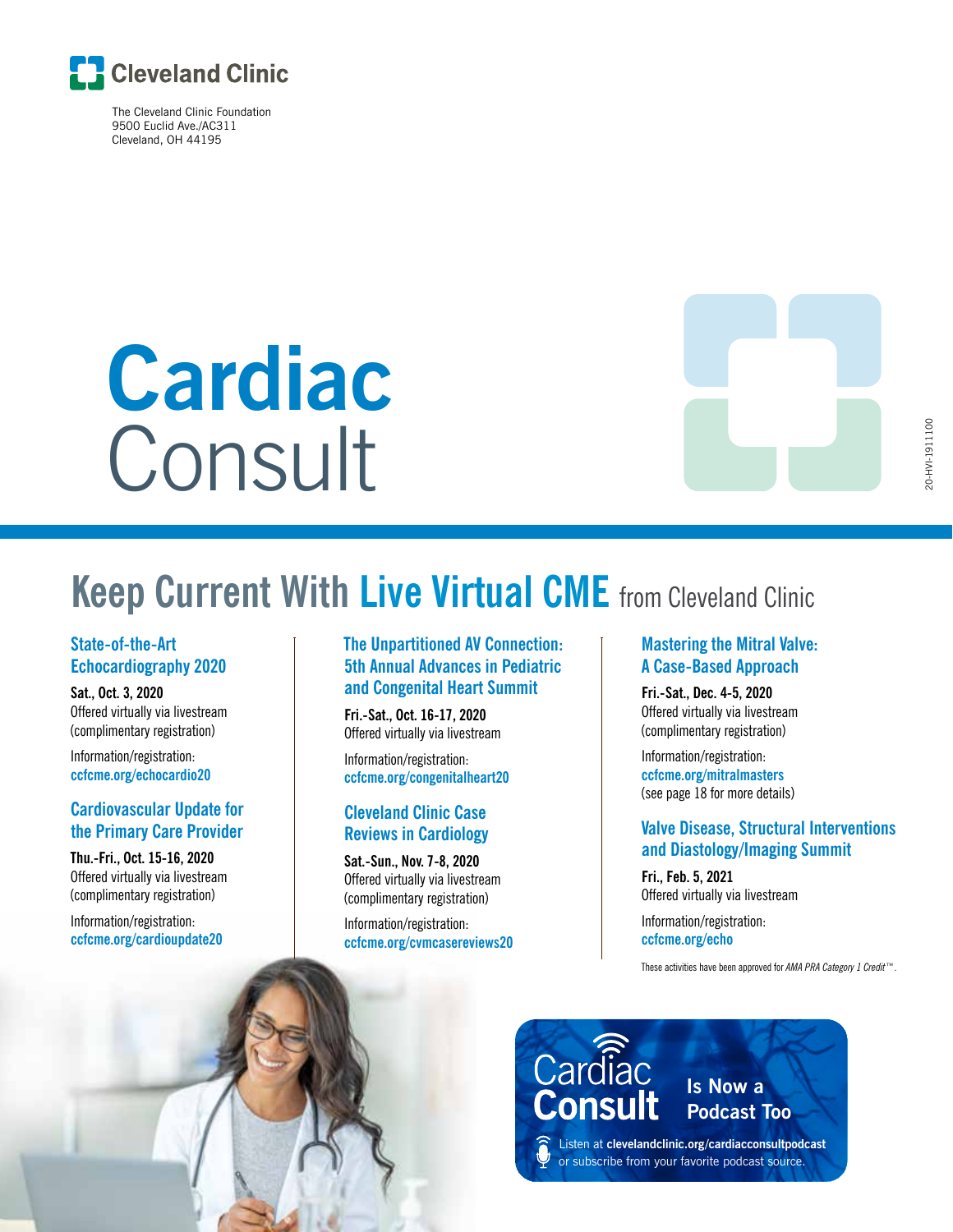Cleveland Clinic

The Cleveland Clinic Foundation
9500 Euclid Ave./AC311
Cleveland, OH 44195

# Cardiac Consult

20-HVI-1911100

## Keep Current With Live Virtual CME from Cleveland Clinic

### State-of-the-Art Echocardiography 2020

**Sat., Oct. 3, 2020**
Offered virtually via livestream (complimentary registration)

Information/registration:
**ccfcme.org/echocardio20**

### Cardiovascular Update for the Primary Care Provider

**Thu.-Fri., Oct. 15-16, 2020**
Offered virtually via livestream (complimentary registration)

Information/registration:
**ccfcme.org/cardioupdate20**

### The Unpartitioned AV Connection: 5th Annual Advances in Pediatric and Congenital Heart Summit

**Fri.-Sat., Oct. 16-17, 2020**
Offered virtually via livestream

Information/registration:
**ccfcme.org/congenitalheart20**

### Cleveland Clinic Case Reviews in Cardiology

**Sat.-Sun., Nov. 7-8, 2020**
Offered virtually via livestream (complimentary registration)

Information/registration:
**ccfcme.org/cvmcasereviews20**

### Mastering the Mitral Valve: A Case-Based Approach

**Fri.-Sat., Dec. 4-5, 2020**
Offered virtually via livestream (complimentary registration)

Information/registration:
**ccfcme.org/mitralmasters**
(see page 18 for more details)

### Valve Disease, Structural Interventions and Diastology/Imaging Summit

**Fri., Feb. 5, 2021**
Offered virtually via livestream

Information/registration:
**ccfcme.org/echo**

These activities have been approved for *AMA PRA Category 1 Credit™*.

**Cardiac Consult Is Now a Podcast Too**

Listen at **clevelandclinic.org/cardiacconsultpodcast** or subscribe from your favorite podcast source.